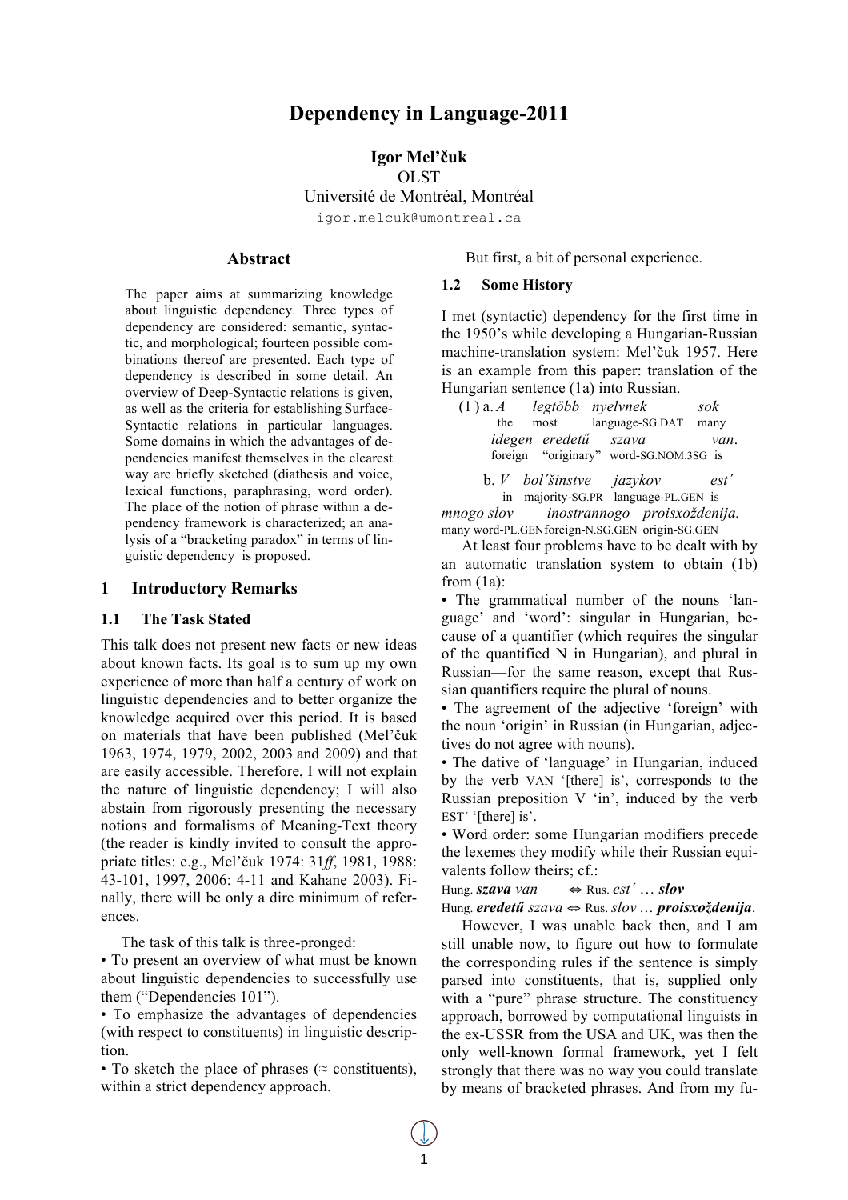# Dependency in Language-2011

**Igor Mel'čuk**
OLST
Université de Montréal, Montréal
igor.melcuk@umontreal.ca

## Abstract

The paper aims at summarizing knowledge about linguistic dependency. Three types of dependency are considered: semantic, syntactic, and morphological; fourteen possible combinations thereof are presented. Each type of dependency is described in some detail. An overview of Deep-Syntactic relations is given, as well as the criteria for establishing Surface-Syntactic relations in particular languages. Some domains in which the advantages of dependencies manifest themselves in the clearest way are briefly sketched (diathesis and voice, lexical functions, paraphrasing, word order). The place of the notion of phrase within a dependency framework is characterized; an analysis of a "bracketing paradox" in terms of linguistic dependency is proposed.

## 1 Introductory Remarks

### 1.1 The Task Stated

This talk does not present new facts or new ideas about known facts. Its goal is to sum up my own experience of more than half a century of work on linguistic dependencies and to better organize the knowledge acquired over this period. It is based on materials that have been published (Mel'čuk 1963, 1974, 1979, 2002, 2003 and 2009) and that are easily accessible. Therefore, I will not explain the nature of linguistic dependency; I will also abstain from rigorously presenting the necessary notions and formalisms of Meaning-Text theory (the reader is kindly invited to consult the appropriate titles: e.g., Mel'čuk 1974: 31*ff*, 1981, 1988: 43-101, 1997, 2006: 4-11 and Kahane 2003). Finally, there will be only a dire minimum of references.

The task of this talk is three-pronged:

- To present an overview of what must be known about linguistic dependencies to successfully use them ("Dependencies 101").
- To emphasize the advantages of dependencies (with respect to constituents) in linguistic description.
- To sketch the place of phrases (≈ constituents), within a strict dependency approach.

But first, a bit of personal experience.

### 1.2 Some History

I met (syntactic) dependency for the first time in the 1950's while developing a Hungarian-Russian machine-translation system: Mel'čuk 1957. Here is an example from this paper: translation of the Hungarian sentence (1a) into Russian.

(1) a. *A legtöbb nyelvnek sok*
the most language-SG.DAT many
*idegen eredetű szava van*.
foreign "originary" word-SG.NOM.3SG is

b. *V bol´šinstve jazykov est´*
in majority-SG.PR language-PL.GEN is
*mnogo slov inostrannogo proisxoždenija.*
many word-PL.GEN foreign-N.SG.GEN origin-SG.GEN

At least four problems have to be dealt with by an automatic translation system to obtain (1b) from (1a):

- The grammatical number of the nouns 'language' and 'word': singular in Hungarian, because of a quantifier (which requires the singular of the quantified N in Hungarian), and plural in Russian—for the same reason, except that Russian quantifiers require the plural of nouns.
- The agreement of the adjective 'foreign' with the noun 'origin' in Russian (in Hungarian, adjectives do not agree with nouns).
- The dative of 'language' in Hungarian, induced by the verb VAN '[there] is', corresponds to the Russian preposition V 'in', induced by the verb EST´ '[there] is'.
- Word order: some Hungarian modifiers precede the lexemes they modify while their Russian equivalents follow theirs; cf.:

Hung. ***szava*** *van* ⇔ Rus. *est´* … ***slov***
Hung. ***eredetű*** *szava* ⇔ Rus. *slov* … ***proisxoždenija***.

However, I was unable back then, and I am still unable now, to figure out how to formulate the corresponding rules if the sentence is simply parsed into constituents, that is, supplied only with a "pure" phrase structure. The constituency approach, borrowed by computational linguists in the ex-USSR from the USA and UK, was then the only well-known formal framework, yet I felt strongly that there was no way you could translate by means of bracketed phrases. And from my fu-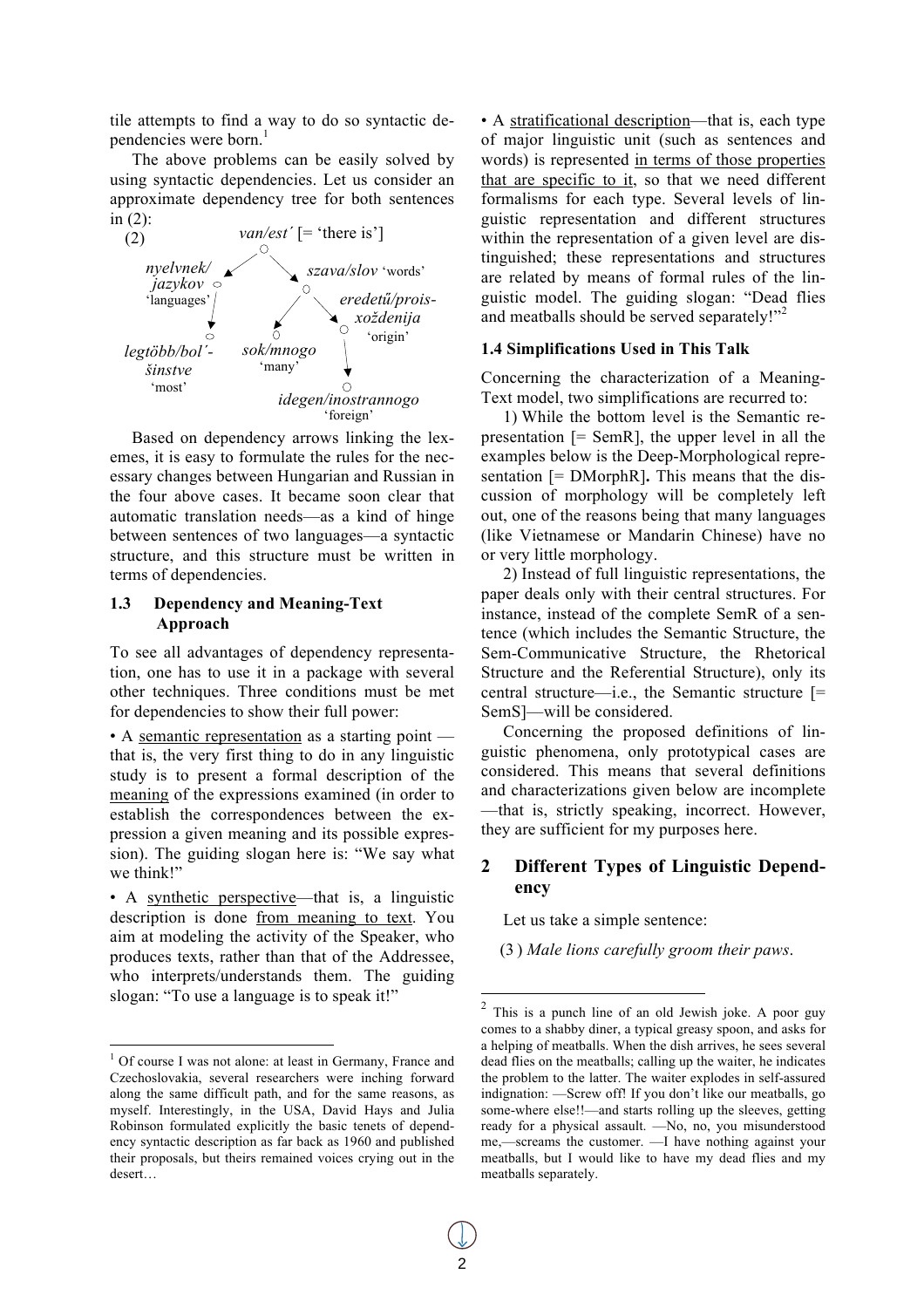tile attempts to find a way to do so syntactic dependencies were born.[1]

The above problems can be easily solved by using syntactic dependencies. Let us consider an approximate dependency tree for both sentences in (2):

```
(2)                 van/est´ [= 'there is']
                   /                  \
      nyelvnek/                        szava/slov 'words'
       jazykov                        /            \
      'languages'                    /        eredetű/prois-
          |                         /           xoždenija
          v                        v             'origin'
  legtöbb/bol´-            sok/mnogo                |
     šinstve                'many'                  v
     'most'                              idegen/inostrannogo
                                              'foreign'
```

Based on dependency arrows linking the lexemes, it is easy to formulate the rules for the necessary changes between Hungarian and Russian in the four above cases. It became soon clear that automatic translation needs—as a kind of hinge between sentences of two languages—a syntactic structure, and this structure must be written in terms of dependencies.

### 1.3 Dependency and Meaning-Text Approach

To see all advantages of dependency representation, one has to use it in a package with several other techniques. Three conditions must be met for dependencies to show their full power:

• A semantic representation as a starting point — that is, the very first thing to do in any linguistic study is to present a formal description of the meaning of the expressions examined (in order to establish the correspondences between the expression a given meaning and its possible expression). The guiding slogan here is: "We say what we think!"

• A synthetic perspective—that is, a linguistic description is done from meaning to text. You aim at modeling the activity of the Speaker, who produces texts, rather than that of the Addressee, who interprets/understands them. The guiding slogan: "To use a language is to speak it!"

• A stratificational description—that is, each type of major linguistic unit (such as sentences and words) is represented in terms of those properties that are specific to it, so that we need different formalisms for each type. Several levels of linguistic representation and different structures within the representation of a given level are distinguished; these representations and structures are related by means of formal rules of the linguistic model. The guiding slogan: "Dead flies and meatballs should be served separately!"[2]

### 1.4 Simplifications Used in This Talk

Concerning the characterization of a Meaning-Text model, two simplifications are recurred to:

1) While the bottom level is the Semantic representation [= SemR], the upper level in all the examples below is the Deep-Morphological representation [= DMorphR]**.** This means that the discussion of morphology will be completely left out, one of the reasons being that many languages (like Vietnamese or Mandarin Chinese) have no or very little morphology.

2) Instead of full linguistic representations, the paper deals only with their central structures. For instance, instead of the complete SemR of a sentence (which includes the Semantic Structure, the Sem-Communicative Structure, the Rhetorical Structure and the Referential Structure), only its central structure—i.e., the Semantic structure [= SemS]—will be considered.

Concerning the proposed definitions of linguistic phenomena, only prototypical cases are considered. This means that several definitions and characterizations given below are incomplete —that is, strictly speaking, incorrect. However, they are sufficient for my purposes here.

## 2 Different Types of Linguistic Dependency

Let us take a simple sentence:

(3 ) *Male lions carefully groom their paws*.

---

[1] Of course I was not alone: at least in Germany, France and Czechoslovakia, several researchers were inching forward along the same difficult path, and for the same reasons, as myself. Interestingly, in the USA, David Hays and Julia Robinson formulated explicitly the basic tenets of dependency syntactic description as far back as 1960 and published their proposals, but theirs remained voices crying out in the desert…

[2] This is a punch line of an old Jewish joke. A poor guy comes to a shabby diner, a typical greasy spoon, and asks for a helping of meatballs. When the dish arrives, he sees several dead flies on the meatballs; calling up the waiter, he indicates the problem to the latter. The waiter explodes in self-assured indignation: —Screw off! If you don't like our meatballs, go some-where else!!—and starts rolling up the sleeves, getting ready for a physical assault. —No, no, you misunderstood me,—screams the customer. —I have nothing against your meatballs, but I would like to have my dead flies and my meatballs separately.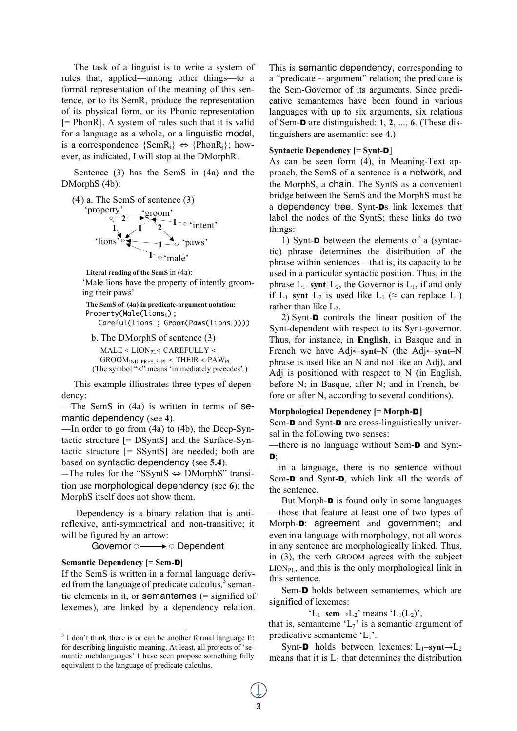The task of a linguist is to write a system of rules that, applied—among other things—to a formal representation of the meaning of this sentence, or to its SemR, produce the representation of its physical form, or its Phonic representation [= PhonR]. A system of rules such that it is valid for a language as a whole, or a linguistic model, is a correspondence {SemR$_i$} ⇔ {PhonR$_j$}; however, as indicated, I will stop at the DMorphR.

Sentence (3) has the SemS in (4a) and the DMorphS (4b):

(4) a. The SemS of sentence (3)

'property' —2→ 'groom'; 'property' —1→ 'lions'; 'groom' —1→ 'lions'; 'groom' —2→ 'paws'; 'intent' —1→ 'groom'; 'paws' —1→ 'lions'; 'male' —1→ 'lions'

**Literal reading of the SemS** in (4a):

'Male lions have the property of intently grooming their paws'

**The SemS of (4a) in predicate-argument notation:**

```
Property(Male(lions_i) ;
    Careful(lions_i ; Groom(Paws(lions_i))))
```

b. The DMorphS of sentence (3)

MALE < LION$_{PL}$< CAREFULLY < GROOM$_{IND, PRES, 3, PL}$ < THEIR < PAW$_{PL}$

(The symbol "<" means 'immediately precedes'.)

This example illiustrates three types of dependency:

—The SemS in (4a) is written in terms of semantic dependency (see **4**).

—In order to go from (4a) to (4b), the Deep-Syntactic structure [= DSyntS] and the Surface-Syntactic structure [= SSyntS] are needed; both are based on syntactic dependency (see **5.4**).

—The rules for the "SSyntS ⇔ DMorphS" transition use morphological dependency (see **6**); the MorphS itself does not show them.

Dependency is a binary relation that is antireflexive, anti-symmetrical and non-transitive; it will be figured by an arrow:

Governor ○——→ ○ Dependent

**Semantic Dependency [= Sem-D]**

If the SemS is written in a formal language derived from the language of predicate calculus,[3] semantic elements in it, or semantemes (= signified of lexemes), are linked by a dependency relation. This is semantic dependency, corresponding to a "predicate ~ argument" relation; the predicate is the Sem-Governor of its arguments. Since predicative semantemes have been found in various languages with up to six arguments, six relations of Sem-D are distinguished: **1**, **2**, ..., **6**. (These distinguishers are asemantic: see **4**.)

**Syntactic Dependency [= Synt-D]**

As can be seen form (4), in Meaning-Text approach, the SemS of a sentence is a network, and the MorphS, a chain. The SyntS as a convenient bridge between the SemS and the MorphS must be a dependency tree. Synt-Ds link lexemes that label the nodes of the SyntS; these links do two things:

1) Synt-D between the elements of a (syntactic) phrase determines the distribution of the phrase within sentences—that is, its capacity to be used in a particular syntactic position. Thus, in the phrase L$_1$–**synt**–L$_2$, the Governor is L$_1$, if and only if L$_1$–**synt**–L$_2$ is used like L$_1$ (≈ can replace L$_1$) rather than like L$_2$.

2) Synt-D controls the linear position of the Synt-dependent with respect to its Synt-governor. Thus, for instance, in **English**, in Basque and in French we have Adj←**synt**–N (the Adj←**synt**–N phrase is used like an N and not like an Adj), and Adj is positioned with respect to N (in English, before N; in Basque, after N; and in French, before or after N, according to several conditions).

**Morphological Dependency [= Morph-D]**

Sem-D and Synt-D are cross-linguistically universal in the following two senses:

—there is no language without Sem-D and Synt-D;

—in a language, there is no sentence without Sem-D and Synt-D, which link all the words of the sentence.

But Morph-D is found only in some languages —those that feature at least one of two types of Morph-D: agreement and government; and even in a language with morphology, not all words in any sentence are morphologically linked. Thus, in (3), the verb GROOM agrees with the subject LION$_{PL}$, and this is the only morphological link in this sentence.

Sem-D holds between semantemes, which are signified of lexemes:

'L$_1$–**sem**→L$_2$' means 'L$_1$(L$_2$)',

that is, semanteme 'L$_2$' is a semantic argument of predicative semanteme 'L$_1$'.

Synt-D holds between lexemes: L$_1$–**synt**→L$_2$ means that it is L$_1$ that determines the distribution

[3] I don't think there is or can be another formal language fit for describing linguistic meaning. At least, all projects of 'semantic metalanguages' I have seen propose something fully equivalent to the language of predicate calculus.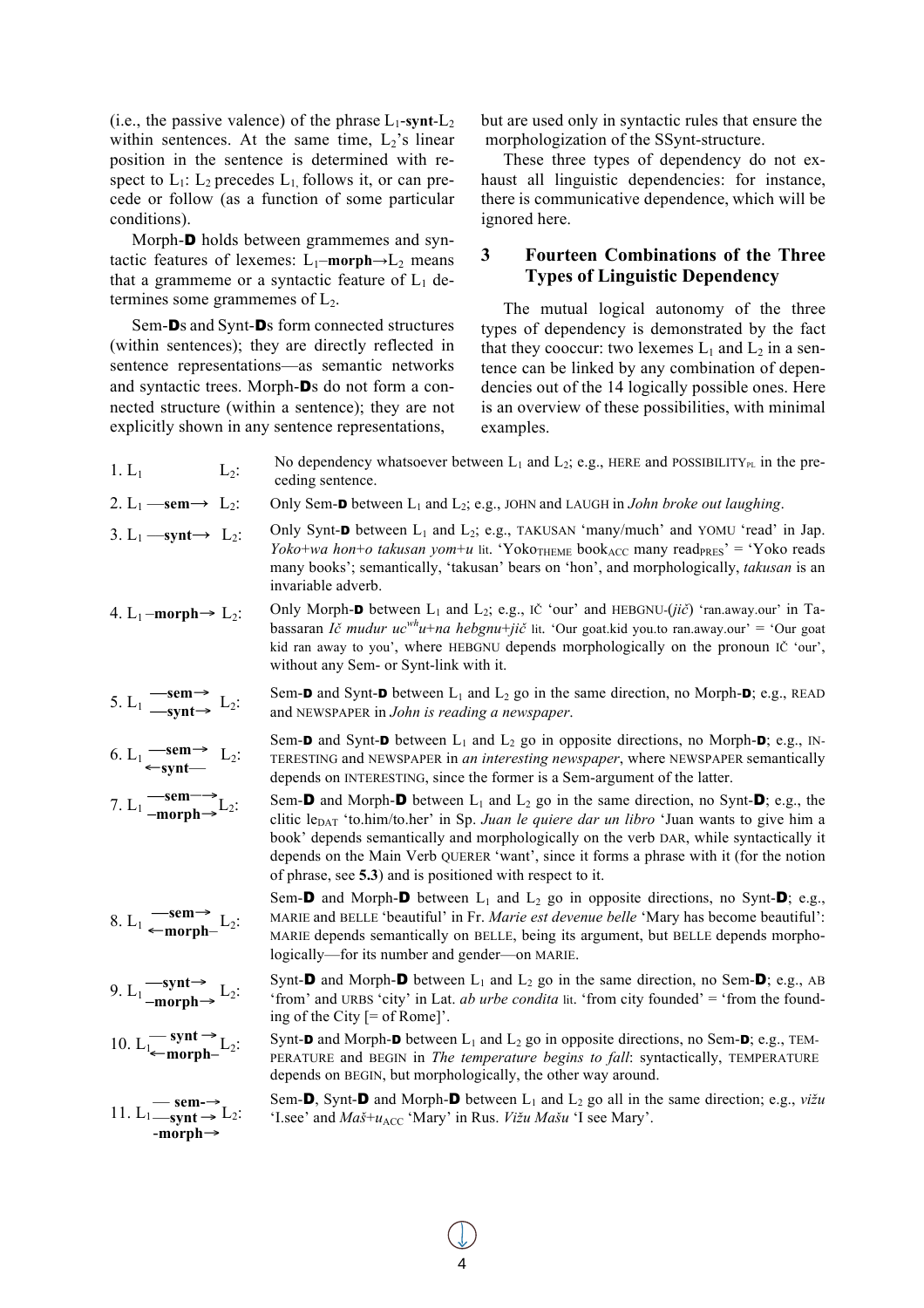(i.e., the passive valence) of the phrase $L_1$-**synt**-$L_2$ within sentences. At the same time, $L_2$'s linear position in the sentence is determined with respect to $L_1$: $L_2$ precedes $L_1$, follows it, or can precede or follow (as a function of some particular conditions).

Morph-**D** holds between grammemes and syntactic features of lexemes: $L_1$–**morph**→$L_2$ means that a grammeme or a syntactic feature of $L_1$ determines some grammemes of $L_2$.

Sem-**D**s and Synt-**D**s form connected structures (within sentences); they are directly reflected in sentence representations—as semantic networks and syntactic trees. Morph-**D**s do not form a connected structure (within a sentence); they are not explicitly shown in any sentence representations, but are used only in syntactic rules that ensure the morphologization of the SSynt-structure.

These three types of dependency do not exhaust all linguistic dependencies: for instance, there is communicative dependence, which will be ignored here.

## 3 Fourteen Combinations of the Three Types of Linguistic Dependency

The mutual logical autonomy of the three types of dependency is demonstrated by the fact that they cooccur: two lexemes $L_1$ and $L_2$ in a sentence can be linked by any combination of dependencies out of the 14 logically possible ones. Here is an overview of these possibilities, with minimal examples.

1. $L_1$ $L_2$: No dependency whatsoever between $L_1$ and $L_2$; e.g., HERE and POSSIBILITY$_{PL}$ in the preceding sentence.

2. $L_1$ —**sem**→ $L_2$: Only Sem-**D** between $L_1$ and $L_2$; e.g., JOHN and LAUGH in *John broke out laughing*.

3. $L_1$ —**synt**→ $L_2$: Only Synt-**D** between $L_1$ and $L_2$; e.g., TAKUSAN 'many/much' and YOMU 'read' in Jap. *Yoko+wa hon+o takusan yom+u* lit. 'Yoko$_{THEME}$ book$_{ACC}$ many read$_{PRES}$' = 'Yoko reads many books'; semantically, 'takusan' bears on 'hon', and morphologically, *takusan* is an invariable adverb.

4. $L_1$ –**morph**→ $L_2$: Only Morph-**D** between $L_1$ and $L_2$; e.g., IČ 'our' and HEBGNU-(*jič*) 'ran.away.our' in Tabassaran *Ič mudur uc$^{wh}$u+na hebgnu+jič* lit. 'Our goat.kid you.to ran.away.our' = 'Our goat kid ran away to you', where HEBGNU depends morphologically on the pronoun IČ 'our', without any Sem- or Synt-link with it.

5. $L_1$ —**sem**→ / —**synt**→ $L_2$: Sem-**D** and Synt-**D** between $L_1$ and $L_2$ go in the same direction, no Morph-**D**; e.g., READ and NEWSPAPER in *John is reading a newspaper*.

6. $L_1$ —**sem**→ / ←**synt**— $L_2$: Sem-**D** and Synt-**D** between $L_1$ and $L_2$ go in opposite directions, no Morph-**D**; e.g., INTERESTING and NEWSPAPER in *an interesting newspaper*, where NEWSPAPER semantically depends on INTERESTING, since the former is a Sem-argument of the latter.

7. $L_1$ —**sem**→ / –**morph**→ $L_2$: Sem-**D** and Morph-**D** between $L_1$ and $L_2$ go in the same direction, no Synt-**D**; e.g., the clitic le$_{DAT}$ 'to.him/to.her' in Sp. *Juan le quiere dar un libro* 'Juan wants to give him a book' depends semantically and morphologically on the verb DAR, while syntactically it depends on the Main Verb QUERER 'want', since it forms a phrase with it (for the notion of phrase, see **5.3**) and is positioned with respect to it.

8. $L_1$ —**sem**→ / ←**morph**– $L_2$: Sem-**D** and Morph-**D** between $L_1$ and $L_2$ go in opposite directions, no Synt-**D**; e.g., MARIE and BELLE 'beautiful' in Fr. *Marie est devenue belle* 'Mary has become beautiful': MARIE depends semantically on BELLE, being its argument, but BELLE depends morphologically—for its number and gender—on MARIE.

9. $L_1$ —**synt**→ / –**morph**→ $L_2$: Synt-**D** and Morph-**D** between $L_1$ and $L_2$ go in the same direction, no Sem-**D**; e.g., AB 'from' and URBS 'city' in Lat. *ab urbe condita* lit. 'from city founded' = 'from the founding of the City [= of Rome]'.

10. $L_1$ — **synt** → / ←**morph**– $L_2$: Synt-**D** and Morph-**D** between $L_1$ and $L_2$ go in opposite directions, no Sem-**D**; e.g., TEMPERATURE and BEGIN in *The temperature begins to fall*: syntactically, TEMPERATURE depends on BEGIN, but morphologically, the other way around.

11. $L_1$ — **sem**→ / —**synt** → / -**morph**→ $L_2$: Sem-**D**, Synt-**D** and Morph-**D** between $L_1$ and $L_2$ go all in the same direction; e.g., *vižu* 'I.see' and *Maš+u*$_{ACC}$ 'Mary' in Rus. *Vižu Mašu* 'I see Mary'.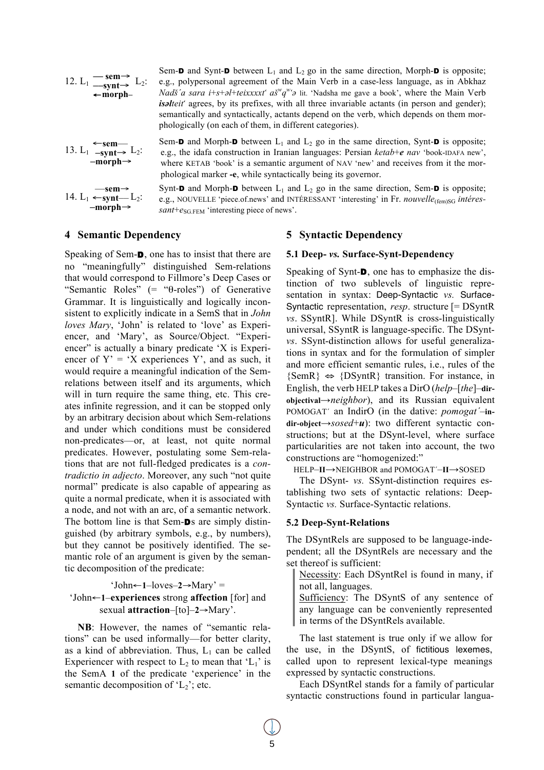12. $L_1$ —sem→ —synt→ ←morph– $L_2$: Sem-**D** and Synt-**D** between $L_1$ and $L_2$ go in the same direction, Morph-**D** is opposite; e.g., polypersonal agreement of the Main Verb in a case-less language, as in Abkhaz *Nadš´a sara i+s+əl+teixxxxt‘ aš$^{w}$q$^{w}$‘ə* lit. 'Nadsha me gave a book', where the Main Verb ***isəlteit‘*** agrees, by its prefixes, with all three invariable actants (in person and gender); semantically and syntactically, actants depend on the verb, which depends on them morphologically (on each of them, in different categories).

13. $L_1$ ←sem— –synt→ –morph→ $L_2$: Sem-**D** and Morph-**D** between $L_1$ and $L_2$ go in the same direction, Synt-**D** is opposite; e.g., the idafa construction in Iranian languages: Persian *ketab+**e** nav* 'book-IDAFA new', where KETAB 'book' is a semantic argument of NAV 'new' and receives from it the morphological marker **-e**, while syntactically being its governor.

14. $L_1$ —sem→ ←synt— –morph→ $L_2$: Synt-**D** and Morph-**D** between $L_1$ and $L_2$ go in the same direction, Sem-**D** is opposite; e.g., NOUVELLE 'piece.of.news' and INTÉRESSANT 'interesting' in Fr. *nouvelle*$_{\text{(fem)SG}}$ *intéressant+e*$_{\text{SG.FEM}}$ 'interesting piece of news'.

## 4 Semantic Dependency

Speaking of Sem-**D**, one has to insist that there are no "meaningfully" distinguished Sem-relations that would correspond to Fillmore's Deep Cases or "Semantic Roles" (= "θ-roles") of Generative Grammar. It is linguistically and logically inconsistent to explicitly indicate in a SemS that in *John loves Mary*, 'John' is related to 'love' as Experiencer, and 'Mary', as Source/Object. "Experiencer" is actually a binary predicate 'X is Experiencer of Y' = 'X experiences Y', and as such, it would require a meaningful indication of the Sem-relations between itself and its arguments, which will in turn require the same thing, etc. This creates infinite regression, and it can be stopped only by an arbitrary decision about which Sem-relations and under which conditions must be considered non-predicates—or, at least, not quite normal predicates. However, postulating some Sem-relations that are not full-fledged predicates is a *contradictio in adjecto*. Moreover, any such "not quite normal" predicate is also capable of appearing as quite a normal predicate, when it is associated with a node, and not with an arc, of a semantic network. The bottom line is that Sem-**D**s are simply distinguished (by arbitrary symbols, e.g., by numbers), but they cannot be positively identified. The semantic role of an argument is given by the semantic decomposition of the predicate:

'John←**1**–loves–**2**→Mary' =
'John←**1**–**experiences** strong **affection** [for] and sexual **attraction**–[to]–**2**→Mary'.

**NB**: However, the names of "semantic relations" can be used informally—for better clarity, as a kind of abbreviation. Thus, $L_1$ can be called Experiencer with respect to $L_2$ to mean that '$L_1$' is the SemA **1** of the predicate 'experience' in the semantic decomposition of '$L_2$'; etc.

## 5 Syntactic Dependency

### 5.1 Deep- *vs.* Surface-Synt-Dependency

Speaking of Synt-**D**, one has to emphasize the distinction of two sublevels of linguistic representation in syntax: Deep-Syntactic *vs.* Surface-Syntactic representation, *resp*. structure [= DSyntR *vs*. SSyntR]. While DSyntR is cross-linguistically universal, SSyntR is language-specific. The DSynt- *vs*. SSynt-distinction allows for useful generalizations in syntax and for the formulation of simpler and more efficient semantic rules, i.e., rules of the {SemR} ⇔ {DSyntR} transition. For instance, in English, the verb HELP takes a DirO (*help*–[*the*]–**dir-objectival**→*neighbor*), and its Russian equivalent POMOGAT´ an IndirO (in the dative: *pomogat´*–**indir-object**→*sosed*+***u***): two different syntactic constructions; but at the DSynt-level, where surface particularities are not taken into account, the two constructions are "homogenized:"

HELP–**II**→NEIGHBOR and POMOGAT´–**II**→SOSED

The DSynt- *vs.* SSynt-distinction requires establishing two sets of syntactic relations: Deep-Syntactic *vs.* Surface-Syntactic relations.

### 5.2 Deep-Synt-Relations

The DSyntRels are supposed to be language-independent; all the DSyntRels are necessary and the set thereof is sufficient:

> Necessity: Each DSyntRel is found in many, if not all, languages.
> Sufficiency: The DSyntS of any sentence of any language can be conveniently represented in terms of the DSyntRels available.

The last statement is true only if we allow for the use, in the DSyntS, of fictitious lexemes, called upon to represent lexical-type meanings expressed by syntactic constructions.

Each DSyntRel stands for a family of particular syntactic constructions found in particular langua-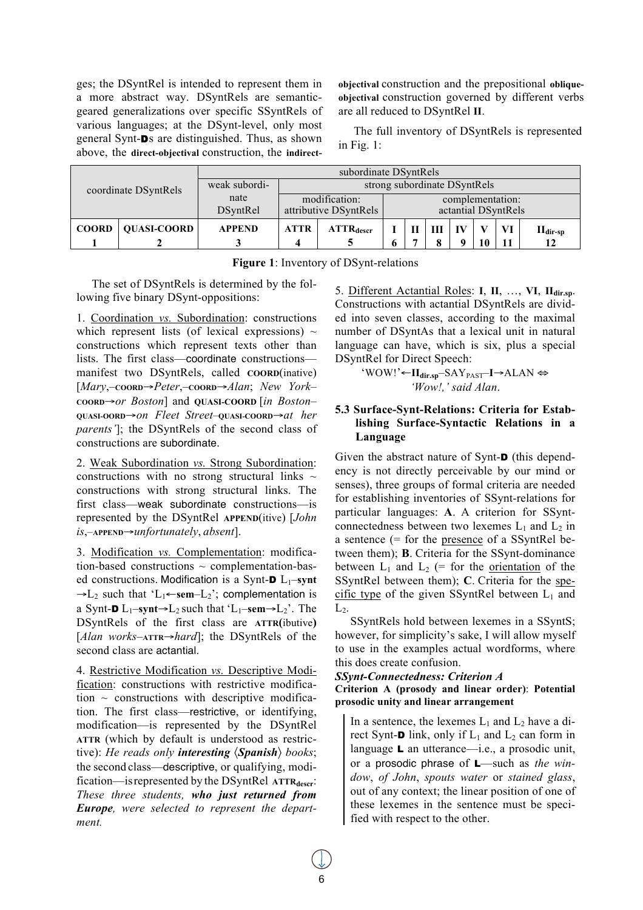ges; the DSyntRel is intended to represent them in a more abstract way. DSyntRels are semantic-geared generalizations over specific SSyntRels of various languages; at the DSynt-level, only most general Synt-**D**s are distinguished. Thus, as shown above, the **direct-objectival** construction, the **indirect-objectival** construction and the prepositional **oblique-objectival** construction governed by different verbs are all reduced to DSyntRel **II**.

The full inventory of DSyntRels is represented in Fig. 1:

| coordinate DSyntRels | | subordinate DSyntRels | | | | | | | | | | |
|---|---|---|---|---|---|---|---|---|---|---|---|---|
| | | weak subordinate DSyntRel | strong subordinate DSyntRels | | | | | | | | | |
| | | | modification: attributive DSyntRels | | complementation: actantial DSyntRels | | | | | | | |
| **COORD** | **QUASI-COORD** | **APPEND** | **ATTR** | $\textbf{ATTR}_{\textbf{descr}}$ | **I** | **II** | **III** | **IV** | **V** | **VI** | $\textbf{II}_{\textbf{dir-sp}}$ |
| **1** | **2** | **3** | **4** | **5** | **6** | **7** | **8** | **9** | **10** | **11** | **12** |

**Figure 1**: Inventory of DSynt-relations

The set of DSyntRels is determined by the following five binary DSynt-oppositions:

1. Coordination *vs.* Subordination: constructions which represent lists (of lexical expressions) ~ constructions which represent texts other than lists. The first class—coordinate constructions—manifest two DSyntRels, called **COORD**(inative) [*Mary*,–**COORD**→*Peter*,–**COORD**→*Alan*; *New York*–**COORD**→*or Boston*] and **QUASI-COORD** [*in Boston*–**QUASI-OORD**→*on Fleet Street*–**QUASI-COORD**→*at her parents'*]; the DSyntRels of the second class of constructions are subordinate.

2. Weak Subordination *vs.* Strong Subordination: constructions with no strong structural links ~ constructions with strong structural links. The first class—weak subordinate constructions—is represented by the DSyntRel **APPEND**(itive) [*John is*,–**APPEND**→*unfortunately*, *absent*].

3. Modification *vs.* Complementation: modification-based constructions ~ complementation-based constructions. Modification is a Synt-**D** $L_1$–**synt**→$L_2$ such that '$L_1$←**sem**–$L_2$'; complementation is a Synt-**D** $L_1$–**synt**→$L_2$ such that '$L_1$–**sem**→$L_2$'. The DSyntRels of the first class are **ATTR(**ibutive**)** [*Alan works*–**ATTR**→*hard*]; the DSyntRels of the second class are actantial.

4. Restrictive Modification *vs.* Descriptive Modification: constructions with restrictive modification ~ constructions with descriptive modification. The first class—restrictive, or identifying, modification—is represented by the DSyntRel **ATTR** (which by default is understood as restrictive): *He reads only **interesting** ⟨**Spanish**⟩ books*; the second class—descriptive, or qualifying, modification—is represented by the DSyntRel $\textbf{ATTR}_{\textbf{descr}}$: *These three students, **who just returned from Europe**, were selected to represent the department.*

5. Different Actantial Roles: **I**, **II**, …, **VI**, $\textbf{II}_{\textbf{dir.sp}}$. Constructions with actantial DSyntRels are divided into seven classes, according to the maximal number of DSyntAs that a lexical unit in natural language can have, which is six, plus a special DSyntRel for Direct Speech:

'WOW!'←$\textbf{II}_{\textbf{dir.sp}}$–$\text{SAY}_{\text{PAST}}$–**I**→ALAN ⇔
*'Wow!,' said Alan*.

### 5.3 Surface-Synt-Relations: Criteria for Establishing Surface-Syntactic Relations in a Language

Given the abstract nature of Synt-**D** (this dependency is not directly perceivable by our mind or senses), three groups of formal criteria are needed for establishing inventories of SSynt-relations for particular languages: **A**. A criterion for SSynt-connectedness between two lexemes $L_1$ and $L_2$ in a sentence (= for the presence of a SSyntRel between them); **B**. Criteria for the SSynt-dominance between $L_1$ and $L_2$ (= for the orientation of the SSyntRel between them); **C**. Criteria for the specific type of the given SSyntRel between $L_1$ and $L_2$.

SSyntRels hold between lexemes in a SSyntS; however, for simplicity's sake, I will allow myself to use in the examples actual wordforms, where this does create confusion.

***SSynt-Connectedness: Criterion A***

**Criterion A (prosody and linear order)**: **Potential prosodic unity and linear arrangement**

> In a sentence, the lexemes $L_1$ and $L_2$ have a direct Synt-**D** link, only if $L_1$ and $L_2$ can form in language **L** an utterance—i.e., a prosodic unit, or a prosodic phrase of **L**—such as *the window*, *of John*, *spouts water* or *stained glass*, out of any context; the linear position of one of these lexemes in the sentence must be specified with respect to the other.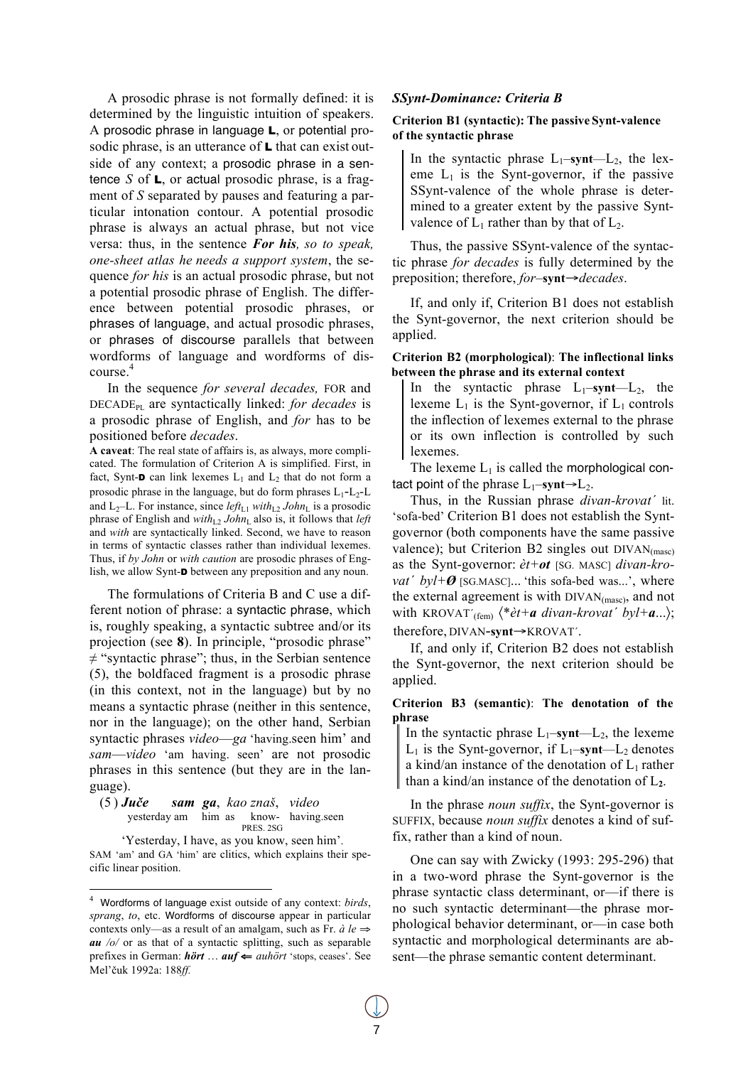A prosodic phrase is not formally defined: it is determined by the linguistic intuition of speakers. A prosodic phrase in language **L**, or potential prosodic phrase, is an utterance of **L** that can exist outside of any context; a prosodic phrase in a sentence *S* of **L**, or actual prosodic phrase, is a fragment of *S* separated by pauses and featuring a particular intonation contour. A potential prosodic phrase is always an actual phrase, but not vice versa: thus, in the sentence ***For his**, so to speak, one-sheet atlas he needs a support system*, the sequence *for his* is an actual prosodic phrase, but not a potential prosodic phrase of English. The difference between potential prosodic phrases, or phrases of language, and actual prosodic phrases, or phrases of discourse parallels that between wordforms of language and wordforms of discourse.[4]

In the sequence *for several decades,* FOR and $\text{DECADE}_{\text{PL}}$ are syntactically linked: *for decades* is a prosodic phrase of English, and *for* has to be positioned before *decades*.

**A caveat**: The real state of affairs is, as always, more complicated. The formulation of Criterion A is simplified. First, in fact, Synt-**D** can link lexemes $L_1$ and $L_2$ that do not form a prosodic phrase in the language, but do form phrases $L_1$-$L_2$-L and $L_2$–L. For instance, since $left_{L1}$ $with_{L2}$ $John_L$ is a prosodic phrase of English and $with_{L2}$ $John_L$ also is, it follows that *left* and *with* are syntactically linked. Second, we have to reason in terms of syntactic classes rather than individual lexemes. Thus, if *by John* or *with caution* are prosodic phrases of English, we allow Synt-**D** between any preposition and any noun.

The formulations of Criteria B and C use a different notion of phrase: a syntactic phrase, which is, roughly speaking, a syntactic subtree and/or its projection (see **8**). In principle, "prosodic phrase" ≠ "syntactic phrase"; thus, in the Serbian sentence (5), the boldfaced fragment is a prosodic phrase (in this context, not in the language) but by no means a syntactic phrase (neither in this sentence, nor in the language); on the other hand, Serbian syntactic phrases *video*—*ga* 'having.seen him' and *sam*—*video* 'am having. seen' are not prosodic phrases in this sentence (but they are in the language).

(5) ***Juče sam ga**, kao znaš, video*
yesterday am him as know-PRES. 2SG having.seen
'Yesterday, I have, as you know, seen him'.

SAM 'am' and GA 'him' are clitics, which explains their specific linear position.

### *SSynt-Dominance: Criteria B*

**Criterion B1 (syntactic): The passive Synt-valence of the syntactic phrase**

> In the syntactic phrase $L_1$–**synt**—$L_2$, the lexeme $L_1$ is the Synt-governor, if the passive SSynt-valence of the whole phrase is determined to a greater extent by the passive Synt-valence of $L_1$ rather than by that of $L_2$.

Thus, the passive SSynt-valence of the syntactic phrase *for decades* is fully determined by the preposition; therefore, *for*–**synt**→*decades*.

If, and only if, Criterion B1 does not establish the Synt-governor, the next criterion should be applied.

**Criterion B2 (morphological)**: **The inflectional links between the phrase and its external context**

> In the syntactic phrase $L_1$–**synt**—$L_2$, the lexeme $L_1$ is the Synt-governor, if $L_1$ controls the inflection of lexemes external to the phrase or its own inflection is controlled by such lexemes.

The lexeme $L_1$ is called the morphological contact point of the phrase $L_1$–**synt**→$L_2$.

Thus, in the Russian phrase *divan-krovat´* lit. 'sofa-bed' Criterion B1 does not establish the Synt-governor (both components have the same passive valence); but Criterion B2 singles out $\text{DIVAN}_{\text{(masc)}}$ as the Synt-governor: *èt+**ot*** [SG. MASC] *divan-krovat´ byl+**Ø*** [SG.MASC]... 'this sofa-bed was...', where the external agreement is with $\text{DIVAN}_{\text{(masc)}}$, and not with $\text{KROVAT´}_{\text{(fem)}}$ ⟨*\*èt+**a** divan-krovat´ byl+**a**...*⟩; therefore, DIVAN-**synt**→KROVAT´.

If, and only if, Criterion B2 does not establish the Synt-governor, the next criterion should be applied.

**Criterion B3 (semantic)**: **The denotation of the phrase**

> In the syntactic phrase $L_1$–**synt**—$L_2$, the lexeme $L_1$ is the Synt-governor, if $L_1$–**synt**—$L_2$ denotes a kind/an instance of the denotation of $L_1$ rather than a kind/an instance of the denotation of $L_2$.

In the phrase *noun suffix*, the Synt-governor is SUFFIX, because *noun suffix* denotes a kind of suffix, rather than a kind of noun.

One can say with Zwicky (1993: 295-296) that in a two-word phrase the Synt-governor is the phrase syntactic class determinant, or—if there is no such syntactic determinant—the phrase morphological behavior determinant, or—in case both syntactic and morphological determinants are absent—the phrase semantic content determinant.

---

[4] Wordforms of language exist outside of any context: *birds*, *sprang*, *to*, etc. Wordforms of discourse appear in particular contexts only—as a result of an amalgam, such as Fr. *à le* ⇒ ***au*** */o/* or as that of a syntactic splitting, such as separable prefixes in German: ***hört*** … ***auf*** ⇐ *auhört* 'stops, ceases'. See Mel'čuk 1992a: 188*ff.*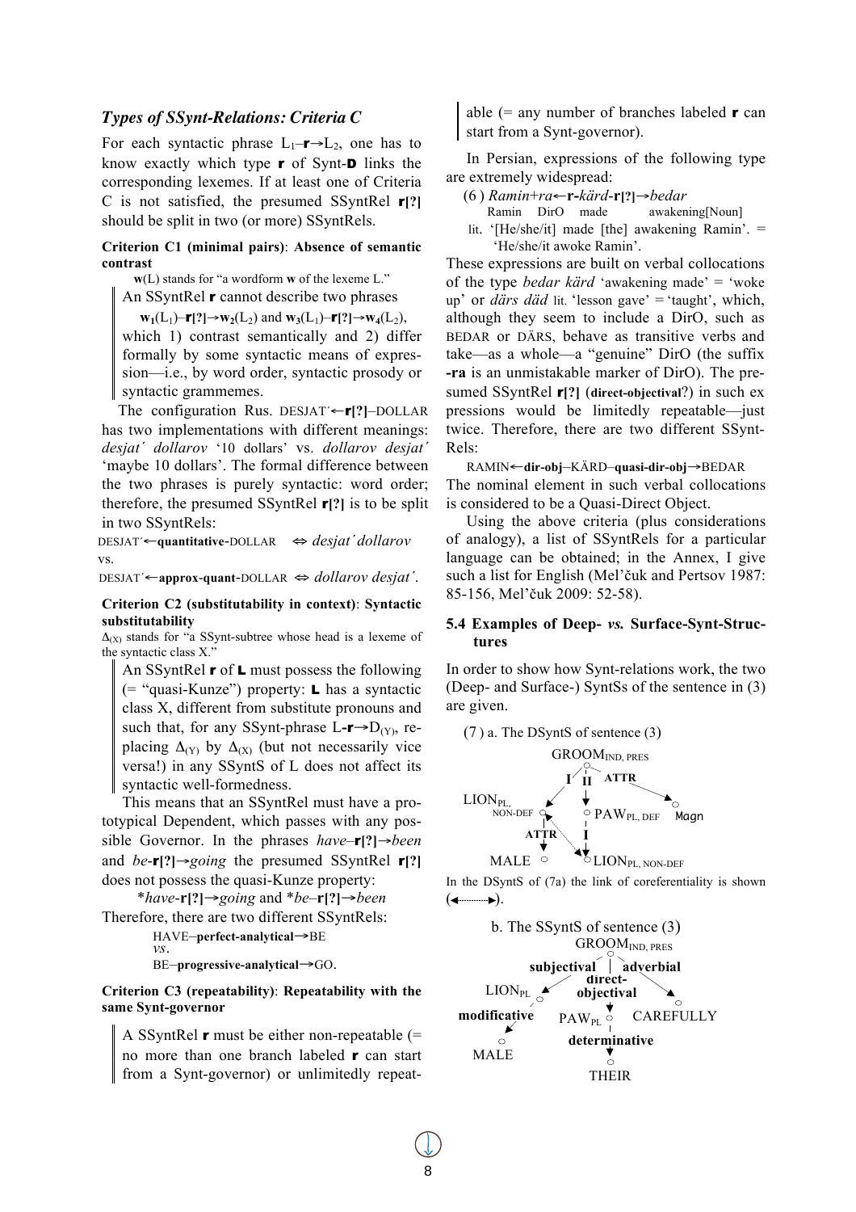### *Types of SSynt-Relations: Criteria C*

For each syntactic phrase $L_1$–**r**→$L_2$, one has to know exactly which type **r** of Synt-**D** links the corresponding lexemes. If at least one of Criteria C is not satisfied, the presumed SSyntRel **r[?]** should be split in two (or more) SSyntRels.

**Criterion C1 (minimal pairs)**: **Absence of semantic contrast**

**w**(L) stands for "a wordform **w** of the lexeme L."

> An SSyntRel **r** cannot describe two phrases
>
> $\mathbf{w_1}(L_1)$–**r[?]**→$\mathbf{w_2}(L_2)$ and $\mathbf{w_3}(L_1)$–**r[?]**→$\mathbf{w_4}(L_2)$,
>
> which 1) contrast semantically and 2) differ formally by some syntactic means of expression—i.e., by word order, syntactic prosody or syntactic grammemes.

The configuration Rus. DESJAT´←**r[?]**–DOLLAR has two implementations with different meanings: *desjat´ dollarov* '10 dollars' vs. *dollarov desjat´* 'maybe 10 dollars'. The formal difference between the two phrases is purely syntactic: word order; therefore, the presumed SSyntRel **r[?]** is to be split in two SSyntRels:

DESJAT´←**quantitative**-DOLLAR ⇔ *desjat´ dollarov*

vs.

DESJAT´←**approx-quant**-DOLLAR ⇔ *dollarov desjat´*.

**Criterion C2 (substitutability in context)**: **Syntactic substitutability**

$\Delta_{(X)}$ stands for "a SSynt-subtree whose head is a lexeme of the syntactic class X."

> An SSyntRel **r** of **L** must possess the following (= "quasi-Kunze") property: **L** has a syntactic class X, different from substitute pronouns and such that, for any SSynt-phrase L-**r**→$D_{(Y)}$, replacing $\Delta_{(Y)}$ by $\Delta_{(X)}$ (but not necessarily vice versa!) in any SSyntS of L does not affect its syntactic well-formedness.

This means that an SSyntRel must have a prototypical Dependent, which passes with any possible Governor. In the phrases *have*–**r[?]**→*been* and *be*-**r[?]**→*going* the presumed SSyntRel **r[?]** does not possess the quasi-Kunze property:

\**have*-**r[?]**→*going* and \**be*–**r[?]**→*been*

Therefore, there are two different SSyntRels:

HAVE–**perfect-analytical**→BE
*vs*.
BE–**progressive-analytical**→GO.

**Criterion C3 (repeatability)**: **Repeatability with the same Synt-governor**

> A SSyntRel **r** must be either non-repeatable (= no more than one branch labeled **r** can start from a Synt-governor) or unlimitedly repeatable (= any number of branches labeled **r** can start from a Synt-governor).

In Persian, expressions of the following type are extremely widespread:

(6) *Ramin+ra*←**r**-*kärd*-**r[?]**→*bedar*
  Ramin DirO made awakening[Noun]
 lit. '[He/she/it] made [the] awakening Ramin'. = 'He/she/it awoke Ramin'.

These expressions are built on verbal collocations of the type *bedar kärd* 'awakening made' = 'woke up' or *därs däd* lit. 'lesson gave' = 'taught', which, although they seem to include a DirO, such as BEDAR or DÄRS, behave as transitive verbs and take—as a whole—a "genuine" DirO (the suffix **-ra** is an unmistakable marker of DirO). The presumed SSyntRel **r[?]** (**direct-objectival**?) in such expressions would be limitedly repeatable—just twice. Therefore, there are two different SSyntRels:

RAMIN←**dir-obj**–KÄRD–**quasi-dir-obj**→BEDAR

The nominal element in such verbal collocations is considered to be a Quasi-Direct Object.

Using the above criteria (plus considerations of analogy), a list of SSyntRels for a particular language can be obtained; in the Annex, I give such a list for English (Mel'čuk and Pertsov 1987: 85-156, Mel'čuk 2009: 52-58).

### 5.4 Examples of Deep- *vs.* Surface-Synt-Structures

In order to show how Synt-relations work, the two (Deep- and Surface-) SyntSs of the sentence in (3) are given.

(7) a. The DSyntS of sentence (3)

```
                 GROOM_IND, PRES
               /  |      \
             I   II      ATTR
             /    |        \
 LION_PL,NON-DEF  PAW_PL,DEF  Magn
      |            |
    ATTR           I
      |            |
    MALE     LION_PL,NON-DEF
```

In the DSyntS of (7a) the link of coreferentiality is shown (◄·········►).

b. The SSyntS of sentence (3)

```
                 GROOM_IND, PRES
               /       |        \
       subjectival  direct-   adverbial
             /     objectival      \
         LION_PL     PAW_PL      CAREFULLY
            |          |
      modificative  determinative
            |          |
          MALE       THEIR
```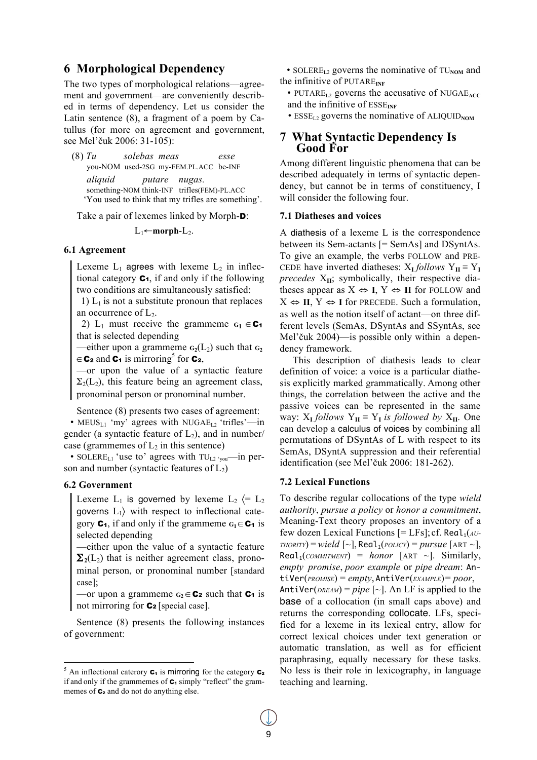## 6 Morphological Dependency

The two types of morphological relations—agreement and government—are conveniently described in terms of dependency. Let us consider the Latin sentence (8), a fragment of a poem by Catullus (for more on agreement and government, see Mel'čuk 2006: 31-105):

(8) *Tu* *solebas* *meas* *esse*
you-NOM used-2SG my-FEM.PL.ACC be-INF
*aliquid* *putare* *nugas.*
something-NOM think-INF trifles(FEM)-PL.ACC
'You used to think that my trifles are something'.

Take a pair of lexemes linked by Morph-**D**:

$L_1$←**morph**-$L_2$.

### 6.1 Agreement

> Lexeme $L_1$ agrees with lexeme $L_2$ in inflectional category **C₁**, if and only if the following two conditions are simultaneously satisfied:
> 1) $L_1$ is not a substitute pronoun that replaces an occurrence of $L_2$.
> 2) $L_1$ must receive the grammeme $G_1 \in$ **C₁** that is selected depending
> —either upon a grammeme $G_2(L_2)$ such that $G_2 \in$ **C₂** and **C₁** is mirroring[5] for **C₂**,
> —or upon the value of a syntactic feature $\Sigma_2(L_2)$, this feature being an agreement class, pronominal person or pronominal number.

Sentence (8) presents two cases of agreement:
• MEUS$_{L1}$ 'my' agrees with NUGAE$_{L2}$ 'trifles'—in gender (a syntactic feature of $L_2$), and in number/case (grammemes of $L_2$ in this sentence)
• SOLERE$_{L1}$ 'use to' agrees with TU$_{L2}$ 'you'—in person and number (syntactic features of $L_2$)

### 6.2 Government

> Lexeme $L_1$ is governed by lexeme $L_2$ ⟨= $L_2$ governs $L_1$⟩ with respect to inflectional category **C₁**, if and only if the grammeme $G_1 \in$ **C₁** is selected depending
> —either upon the value of a syntactic feature $\boldsymbol{\Sigma}_2(L_2)$ that is neither agreement class, pronominal person, or pronominal number [standard case];
> —or upon a grammeme $G_2 \in$ **C₂** such that **C₁** is not mirroring for **C₂** [special case].

Sentence (8) presents the following instances of government:

• SOLERE$_{L2}$ governs the nominative of TU$_{\mathbf{NOM}}$ and the infinitive of PUTARE$_{\mathbf{INF}}$
• PUTARE$_{L2}$ governs the accusative of NUGAE$_{\mathbf{ACC}}$ and the infinitive of ESSE$_{\mathbf{INF}}$
• ESSE$_{L2}$ governs the nominative of ALIQUID$_{\mathbf{NOM}}$

## 7 What Syntactic Dependency Is Good For

Among different linguistic phenomena that can be described adequately in terms of syntactic dependency, but cannot be in terms of constituency, I will consider the following four.

### 7.1 Diatheses and voices

A diathesis of a lexeme L is the correspondence between its Sem-actants [= SemAs] and DSyntAs. To give an example, the verbs FOLLOW and PRECEDE have inverted diatheses: $X_{\mathbf{I}}$ *follows* $Y_{\mathbf{II}} \equiv Y_{\mathbf{I}}$ *precedes* $X_{\mathbf{II}}$; symbolically, their respective diatheses appear as X ⇔ **I**, Y ⇔ **II** for FOLLOW and X ⇔ **II**, Y ⇔ **I** for PRECEDE. Such a formulation, as well as the notion itself of actant—on three different levels (SemAs, DSyntAs and SSyntAs, see Mel'čuk 2004)—is possible only within a dependency framework.

This description of diathesis leads to clear definition of voice: a voice is a particular diathesis explicitly marked grammatically. Among other things, the correlation between the active and the passive voices can be represented in the same way: $X_{\mathbf{I}}$ *follows* $Y_{\mathbf{II}} \equiv Y_{\mathbf{I}}$ *is followed by* $X_{\mathbf{II}}$. One can develop a calculus of voices by combining all permutations of DSyntAs of L with respect to its SemAs, DSyntA suppression and their referential identification (see Mel'čuk 2006: 181-262).

### 7.2 Lexical Functions

To describe regular collocations of the type *wield authority*, *pursue a policy* or *honor a commitment*, Meaning-Text theory proposes an inventory of a few dozen Lexical Functions [= LFs]; cf. $\mathrm{Real}_1$(*AUTHORITY*) = *wield* [~], $\mathrm{Real}_1$(*POLICY*) = *pursue* [ART ~], $\mathrm{Real}_1$(*COMMITMENT*) = *honor* [ART ~]. Similarly, *empty promise*, *poor example* or *pipe dream*: AntiVer(*PROMISE*) = *empty*, AntiVer(*EXAMPLE*) = *poor*, AntiVer(*DREAM*) = *pipe* [~]. An LF is applied to the base of a collocation (in small caps above) and returns the corresponding collocate. LFs, specified for a lexeme in its lexical entry, allow for correct lexical choices under text generation or automatic translation, as well as for efficient paraphrasing, equally necessary for these tasks. No less is their role in lexicography, in language teaching and learning.

[5] An inflectional caterory **C₁** is mirroring for the category **C₂** if and only if the grammemes of **C₁** simply "reflect" the grammemes of **C₂** and do not do anything else.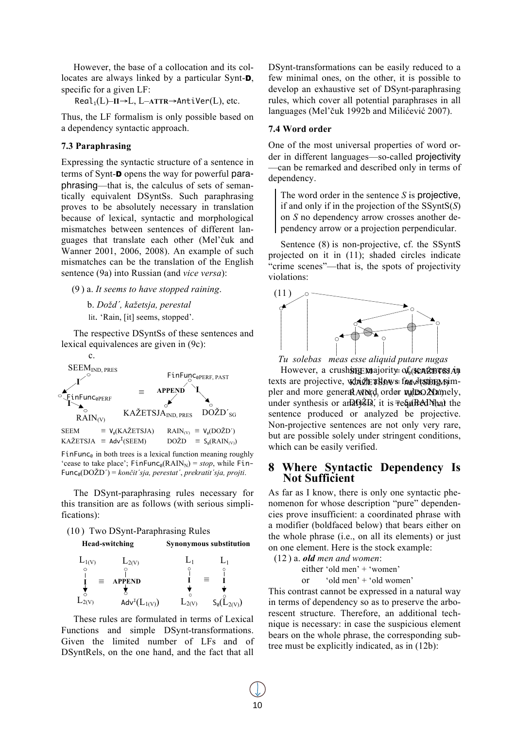However, the base of a collocation and its collocates are always linked by a particular Synt-**D**, specific for a given LF:

$\text{Real}_1$(L)–**II**→L, L–**ATTR**→AntiVer(L), etc.

Thus, the LF formalism is only possible based on a dependency syntactic approach.

### 7.3 Paraphrasing

Expressing the syntactic structure of a sentence in terms of Synt-**D** opens the way for powerful paraphrasing—that is, the calculus of sets of semantically equivalent DSyntSs. Such paraphrasing proves to be absolutely necessary in translation because of lexical, syntactic and morphological mismatches between sentences of different languages that translate each other (Mel'čuk and Wanner 2001, 2006, 2008). An example of such mismatches can be the translation of the English sentence (9a) into Russian (and *vice versa*):

(9) a. *It seems to have stopped raining*.

b. *Dožd´, kažetsja, perestal*
lit. 'Rain, [it] seems, stopped'.

The respective DSyntSs of these sentences and lexical equivalences are given in (9c):

c.

$\text{SEEM}_{\text{IND, PRES}}$ –I→ $\text{FinFunc}_{0\text{PERF}}$ –I→ $\text{RAIN}_{(V)}$ ≡ $\text{FinFunc}_{0\text{PERF, PAST}}$ –APPEND→ $\text{KAŽETSJA}_{\text{IND, PRES}}$; $\text{FinFunc}_{0\text{PERF, PAST}}$ –I→ $\text{DOŽD´}_{\text{SG}}$

SEEM ≡ $\text{V}_0$(KAŽETSJA) $\text{RAIN}_{(V)}$ ≡ $\text{V}_0$(DOŽD´)
KAŽETSJA ≡ $\text{Adv}^{\text{I}}$(SEEM) DOŽD ≡ $\text{S}_0(\text{RAIN}_{(V)})$

$\text{FinFunc}_0$ in both trees is a lexical function meaning roughly 'cease to take place'; $\text{FinFunc}_0(\text{RAIN}_N)$ = *stop*, while $\text{FinFunc}_0$(DOŽD´) = *končit´sja, perestat´, prekratit´sja, projti*.

The DSynt-paraphrasing rules necessary for this transition are as follows (with serious simplifications):

(10) Two DSynt-Paraphrasing Rules

**Head-switching**

$\text{L}_{1(V)}$ –I→ $\text{L}_{2(V)}$ ≡ $\text{L}_{2(V)}$ –APPEND→ $\text{Adv}^{\text{I}}(\text{L}_{1(V)})$

**Synonymous substitution**

$\text{L}_1$ –I→ $\text{L}_{2(V)}$ ≡ $\text{L}_1$ –I→ $\text{S}_0(\text{L}_{2(V)})$

These rules are formulated in terms of Lexical Functions and simple DSynt-transformations. Given the limited number of LFs and of DSyntRels, on the one hand, and the fact that all DSynt-transformations can be easily reduced to a few minimal ones, on the other, it is possible to develop an exhaustive set of DSynt-paraphrasing rules, which cover all potential paraphrases in all languages (Mel'čuk 1992b and Milićević 2007).

### 7.4 Word order

One of the most universal properties of word order in different languages—so-called projectivity—can be remarked and described only in terms of dependency.

> The word order in the sentence *S* is projective, if and only if in the projection of the SSyntS(*S*) on *S* no dependency arrow crosses another dependency arrow or a projection perpendicular.

Sentence (8) is non-projective, cf. the SSyntS projected on it in (11); shaded circles indicate "crime scenes"—that is, the spots of projectivity violations:

(11)

*Tu solebas meas esse aliquid putare nugas*

However, a crushing majority of sentences in texts are projective, which allows for stating simpler and more general word order rules. Namely, under synthesis or analysis, it is required that the sentence produced or analyzed be projective. Non-projective sentences are not only very rare, but are possible solely under stringent conditions, which can be easily verified.

## 8 Where Syntactic Dependency Is Not Sufficient

As far as I know, there is only one syntactic phenomenon for whose description "pure" dependencies prove insufficient: a coordinated phrase with a modifier (boldfaced below) that bears either on the whole phrase (i.e., on all its elements) or just on one element. Here is the stock example:

(12) a. ***old** men and women*:
either 'old men' + 'women'
or 'old men' + 'old women'

This contrast cannot be expressed in a natural way in terms of dependency so as to preserve the arborescent structure. Therefore, an additional technique is necessary: in case the suspicious element bears on the whole phrase, the corresponding subtree must be explicitly indicated, as in (12b):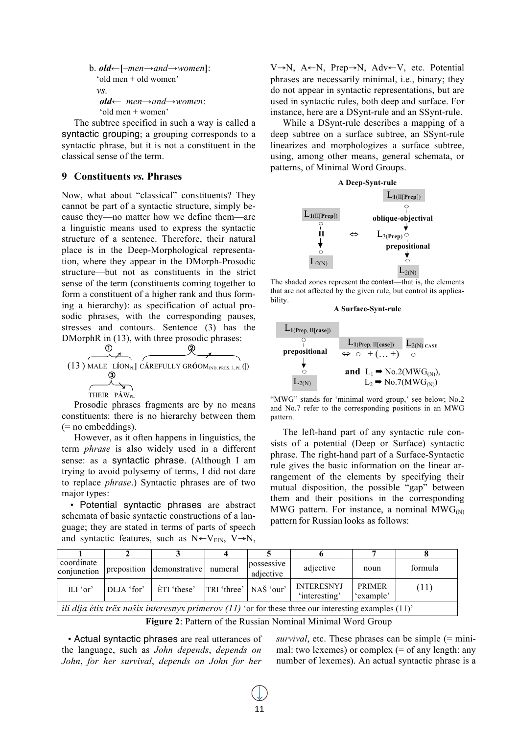b. ***old***←[–*men*→*and*→*women*]:
'old men + old women'
*vs.*
***old***←–*men*→*and*→*women*:
'old men + women'

The subtree specified in such a way is called a syntactic grouping; a grouping corresponds to a syntactic phrase, but it is not a constituent in the classical sense of the term.

## 9 Constituents *vs.* Phrases

Now, what about "classical" constituents? They cannot be part of a syntactic structure, simply because they—no matter how we define them—are a linguistic means used to express the syntactic structure of a sentence. Therefore, their natural place is in the Deep-Morphological representation, where they appear in the DMorph-Prosodic structure—but not as constituents in the strict sense of the term (constituents coming together to form a constituent of a higher rank and thus forming a hierarchy): as specification of actual prosodic phrases, with the corresponding pauses, stresses and contours. Sentence (3) has the DMorphR in (13), with three prosodic phrases:

(13) ① MALE LÍON$_{PL}$ || ② CÁREFULLY GRÓOM$_{IND, PRES, 3, PL}$ (|) ③ THEIR PÁW$_{PL}$

Prosodic phrases fragments are by no means constituents: there is no hierarchy between them (= no embeddings).

However, as it often happens in linguistics, the term *phrase* is also widely used in a different sense: as a syntactic phrase. (Although I am trying to avoid polysemy of terms, I did not dare to replace *phrase*.) Syntactic phrases are of two major types:

• Potential syntactic phrases are abstract schemata of basic syntactic constructions of a language; they are stated in terms of parts of speech and syntactic features, such as N←V$_{FIN}$, V→N, V→N, A←N, Prep→N, Adv←V, etc. Potential phrases are necessarily minimal, i.e., binary; they do not appear in syntactic representations, but are used in syntactic rules, both deep and surface. For instance, here are a DSynt-rule and an SSynt-rule.

While a DSynt-rule describes a mapping of a deep subtree on a surface subtree, an SSynt-rule linearizes and morphologizes a surface subtree, using, among other means, general schemata, or patterns, of Minimal Word Groups.

**A Deep-Synt-rule**

$L_{1(II[Prep])}$ –**II**→ $L_{2(N)}$ ⇔ $L_{1(II[Prep])}$ –**oblique-objectival**→ $L_{3(Prep)}$ –**prepositional**→ $L_{2(N)}$

The shaded zones represent the context—that is, the elements that are not affected by the given rule, but control its applicability.

**A Surface-Synt-rule**

$L_{1(Prep, II[case])}$ –**prepositional**→ $L_{2(N)}$ ⇔ $L_{1(Prep, II[case])}$ ○ + (… +) $L_{2(N)\ CASE}$ ○

**and** $L_1$ ➡ No.2($MWG_{(N)}$),
$L_2$ ➡ No.7($MWG_{(N)}$)

"MWG" stands for 'minimal word group,' see below; No.2 and No.7 refer to the corresponding positions in an MWG pattern.

The left-hand part of any syntactic rule consists of a potential (Deep or Surface) syntactic phrase. The right-hand part of a Surface-Syntactic rule gives the basic information on the linear arrangement of the elements by specifying their mutual disposition, the possible "gap" between them and their positions in the corresponding MWG pattern. For instance, a nominal $MWG_{(N)}$ pattern for Russian looks as follows:

| 1 | 2 | 3 | 4 | 5 | 6 | 7 | 8 |
|---|---|---|---|---|---|---|---|
| coordinate conjunction | preposition | demonstrative | numeral | possessive adjective | adjective | noun | formula |
| ILI 'or' | DLJA 'for' | ÈTI 'these' | TRI 'three' | NAŠ 'our' | INTERESNYJ 'interesting' | PRIMER 'example' | (11) |
| *ili dlja ètix trëx našix interesnyx primerov (11)* 'or for these three our interesting examples (11)' | | | | | | | |

**Figure 2**: Pattern of the Russian Nominal Minimal Word Group

• Actual syntactic phrases are real utterances of the language, such as *John depends*, *depends on John*, *for her survival*, *depends on John for her survival*, etc. These phrases can be simple (= minimal: two lexemes) or complex (= of any length: any number of lexemes). An actual syntactic phrase is a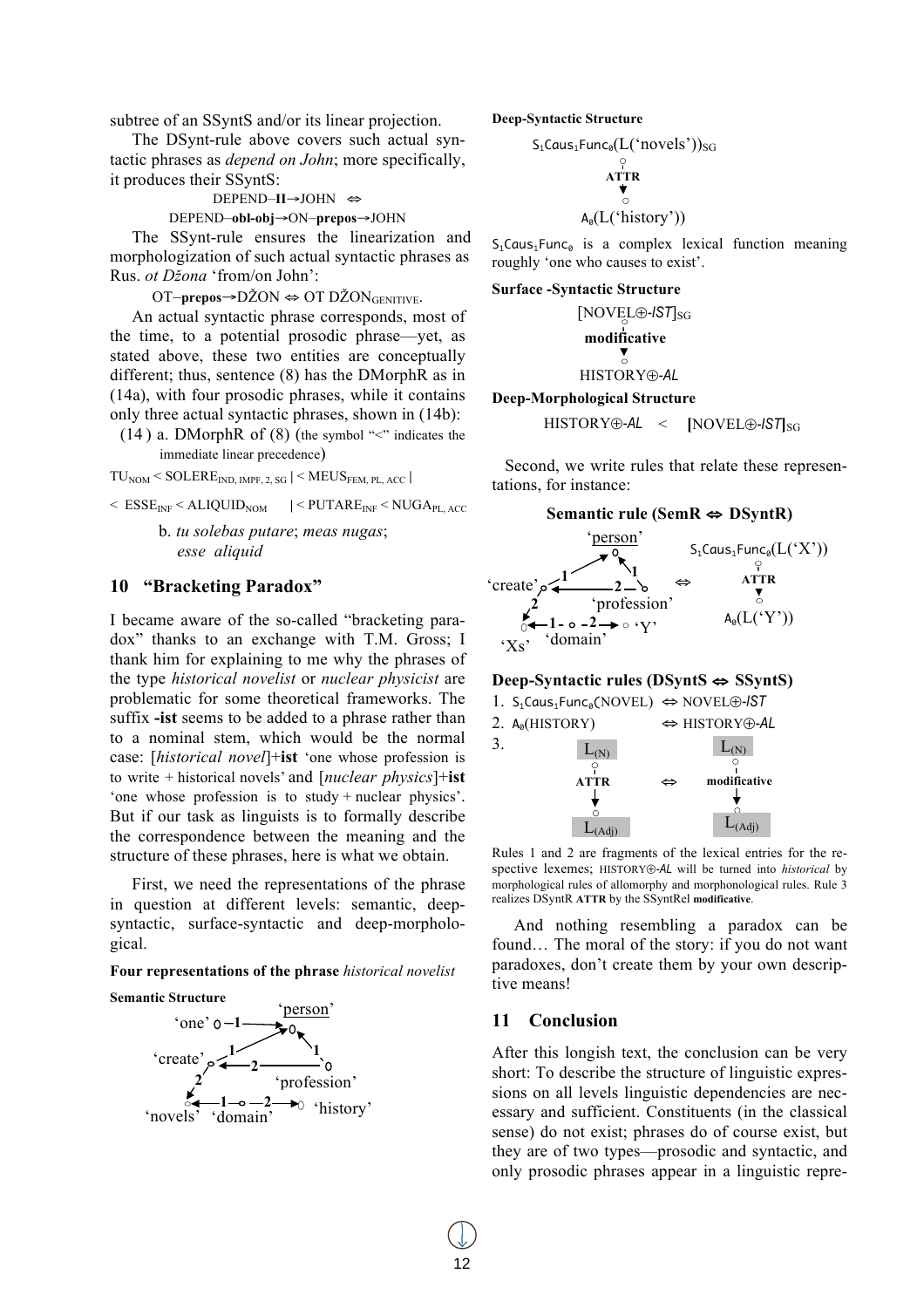subtree of an SSyntS and/or its linear projection.

The DSynt-rule above covers such actual syntactic phrases as *depend on John*; more specifically, it produces their SSyntS:

DEPEND–**II**→JOHN ⇔

DEPEND–**obl-obj**→ON–**prepos**→JOHN

The SSynt-rule ensures the linearization and morphologization of such actual syntactic phrases as Rus. *ot Džona* 'from/on John':

OT–**prepos**→DŽON ⇔ OT $\text{DŽON}_{\text{GENITIVE}}$.

An actual syntactic phrase corresponds, most of the time, to a potential prosodic phrase—yet, as stated above, these two entities are conceptually different; thus, sentence (8) has the DMorphR as in (14a), with four prosodic phrases, while it contains only three actual syntactic phrases, shown in (14b):

(14) a. DMorphR of (8) (the symbol "<" indicates the immediate linear precedence)

$\text{TU}_{\text{NOM}}$ < $\text{SOLERE}_{\text{IND, IMPF, 2, SG}}$ | < $\text{MEUS}_{\text{FEM, PL, ACC}}$ |

< $\text{ESSE}_{\text{INF}}$ < $\text{ALIQUID}_{\text{NOM}}$ | < $\text{PUTARE}_{\text{INF}}$ < $\text{NUGA}_{\text{PL, ACC}}$

b. *tu solebas putare*; *meas nugas*; *esse aliquid*

## 10 "Bracketing Paradox"

I became aware of the so-called "bracketing paradox" thanks to an exchange with T.M. Gross; I thank him for explaining to me why the phrases of the type *historical novelist* or *nuclear physicist* are problematic for some theoretical frameworks. The suffix **-ist** seems to be added to a phrase rather than to a nominal stem, which would be the normal case: [*historical novel*]+**ist** 'one whose profession is to write + historical novels' and [*nuclear physics*]+**ist** 'one whose profession is to study + nuclear physics'. But if our task as linguists is to formally describe the correspondence between the meaning and the structure of these phrases, here is what we obtain.

First, we need the representations of the phrase in question at different levels: semantic, deep-syntactic, surface-syntactic and deep-morphological.

**Four representations of the phrase** *historical novelist*

**Semantic Structure**

'one' –1→ 'person'; 'profession' –1→ 'person'; 'profession' –2→ 'create'; 'create' –1→ 'person'; 'create' –2→ 'novels'; 'domain' –1→ 'novels'; 'domain' –2→ 'history'

**Deep-Syntactic Structure**

$\text{S}_1\text{Caus}_1\text{Func}_0$(L('novels'))$_{\text{SG}}$

–**ATTR**→

$\text{A}_0$(L('history'))

$\text{S}_1\text{Caus}_1\text{Func}_0$ is a complex lexical function meaning roughly 'one who causes to exist'.

**Surface -Syntactic Structure**

[NOVEL⊕-*IST*]$_{\text{SG}}$

–**modificative**→

HISTORY⊕-*AL*

**Deep-Morphological Structure**

HISTORY⊕-*AL* < [NOVEL⊕-*IST*]$_{\text{SG}}$

Second, we write rules that relate these representations, for instance:

**Semantic rule (SemR ⇔ DSyntR)**

'create' –1→ 'person'; 'profession' –1→ 'person'; 'profession' –2→ 'create'; 'create' –2→ 'Xs'; 'domain' –1→ 'Xs'; 'domain' –2→ 'Y' ⇔ $\text{S}_1\text{Caus}_1\text{Func}_0$(L('X')) –**ATTR**→ $\text{A}_0$(L('Y'))

**Deep-Syntactic rules (DSyntS ⇔ SSyntS)**

1. $\text{S}_1\text{Caus}_1\text{Func}_0$(NOVEL) ⇔ NOVEL⊕-*IST*
2. $\text{A}_0$(HISTORY) ⇔ HISTORY⊕-*AL*
3. $\text{L}_{(\text{N})}$ –**ATTR**→ $\text{L}_{(\text{Adj})}$ ⇔ $\text{L}_{(\text{N})}$ –**modificative**→ $\text{L}_{(\text{Adj})}$

Rules 1 and 2 are fragments of the lexical entries for the respective lexemes; HISTORY⊕-*AL* will be turned into *historical* by morphological rules of allomorphy and morphonological rules. Rule 3 realizes DSyntR **ATTR** by the SSyntRel **modificative**.

And nothing resembling a paradox can be found… The moral of the story: if you do not want paradoxes, don't create them by your own descriptive means!

## 11 Conclusion

After this longish text, the conclusion can be very short: To describe the structure of linguistic expressions on all levels linguistic dependencies are necessary and sufficient. Constituents (in the classical sense) do not exist; phrases do of course exist, but they are of two types—prosodic and syntactic, and only prosodic phrases appear in a linguistic repre-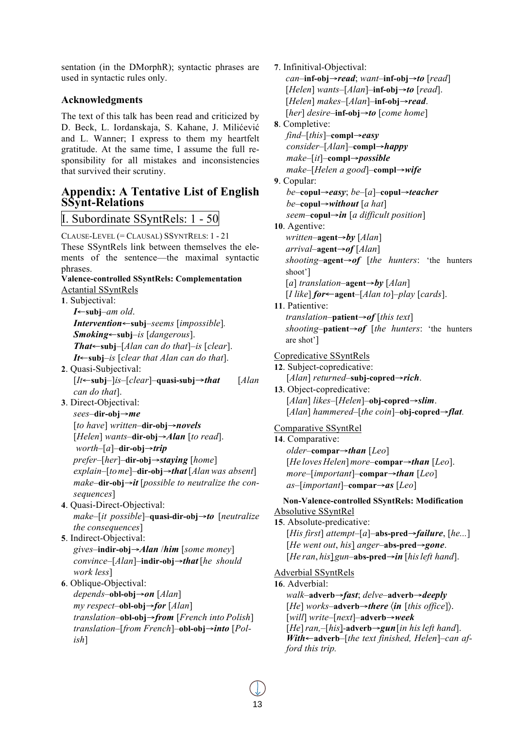sentation (in the DMorphR); syntactic phrases are used in syntactic rules only.

### Acknowledgments

The text of this talk has been read and criticized by D. Beck, L. Iordanskaja, S. Kahane, J. Milićević and L. Wanner; I express to them my heartfelt gratitude. At the same time, I assume the full responsibility for all mistakes and inconsistencies that survived their scrutiny.

## Appendix: A Tentative List of English SSynt-Relations

### I. Subordinate SSyntRels: 1 - 50

CLAUSE-LEVEL (= CLAUSAL) SSYNTRELS: 1 - 21

These SSyntRels link between themselves the elements of the sentence—the maximal syntactic phrases.

**Valence-controlled SSyntRels: Complementation**

Actantial SSyntRels

**1**. Subjectival:
***I***←**subj**–*am old*.
***Intervention***←**subj**–*seems* [*impossible*].
***Smoking***←**subj**–*is* [*dangerous*].
***That***←**subj**–[*Alan can do that*]–*is* [*clear*].
***It***←**subj**–*is* [*clear that Alan can do that*].

**2**. Quasi-Subjectival:
[*It*←**subj**–]*is*–[*clear*]–**quasi-subj**→***that*** [*Alan can do that*].

**3**. Direct-Objectival:
*sees*–**dir-obj**→***me***
[*to have*] *written*–**dir-obj**→***novels***
[*Helen*] *wants*–**dir-obj**→***Alan*** [*to read*].
*worth*–[*a*]–**dir-obj**→***trip***
*prefer*–[*her*]–**dir-obj**→***staying*** [*home*]
*explain*–[*to me*]–**dir-obj**→***that*** [*Alan was absent*]
*make*–**dir-obj**→***it*** [*possible to neutralize the consequences*]

**4**. Quasi-Direct-Objectival:
*make*–[*it possible*]–**quasi-dir-obj**→***to*** [*neutralize the consequences*]

**5**. Indirect-Objectival:
*gives*–**indir-obj**→***Alan*** /***him*** [*some money*]
*convince*–[*Alan*]–**indir-obj**→***that*** [*he should work less*]

**6**. Oblique-Objectival:
*depends*–**obl-obj**→***on*** [*Alan*]
*my respect*–**obl-obj**→***for*** [*Alan*]
*translation*–**obl-obj**→***from*** [*French into Polish*]
*translation*–[*from French*]–**obl-obj**→***into*** [*Polish*]

**7**. Infinitival-Objectival:
*can*–**inf-obj**→***read***; *want*–**inf-obj**→***to*** [*read*]
[*Helen*] *wants*–[*Alan*]–**inf-obj**→***to*** [*read*].
[*Helen*] *makes*–[*Alan*]–**inf-obj**→***read***.
[*her*] *desire*–**inf-obj**→***to*** [*come home*]

**8**. Completive:
*find*–[*this*]–**compl**→***easy***
*consider*–[*Alan*]–**compl**→***happy***
*make*–[*it*]–**compl**→***possible***
*make*–[*Helen a good*]–**compl**→***wife***

**9**. Copular:
*be*–**copul**→***easy***; *be*–[*a*]–**copul**→***teacher***
*be*–**copul**→***without*** [*a hat*]
*seem*–**copul**→***in*** [*a difficult position*]

**10**. Agentive:
*written*–**agent**→***by*** [*Alan*]
*arrival*–**agent**→***of*** [*Alan*]
*shooting*–**agent**→***of*** [*the hunters*: 'the hunters shoot']
[*a*] *translation*–**agent**→***by*** [*Alan*]
[*I like*] ***for***←**agent**–[*Alan to*]–*play* [*cards*].

**11**. Patientive:
*translation*–**patient**→***of*** [*this text*]
*shooting*–**patient**→***of*** [*the hunters*: 'the hunters are shot']

Copredicative SSyntRels

**12**. Subject-copredicative:
[*Alan*] *returned*–**subj-copred**→***rich***.

**13**. Object-copredicative:
[*Alan*] *likes*–[*Helen*]–**obj-copred**→***slim***.
[*Alan*] *hammered*–[*the coin*]–**obj-copred**→***flat***.

Comparative SSyntRel

**14**. Comparative:
*older*–**compar**→***than*** [*Leo*]
[*He loves Helen*] *more*–**compar**→***than*** [*Leo*].
*more*–[*important*]–**compar**→***than*** [*Leo*]
*as*–[*important*]–**compar**→***as*** [*Leo*]

**Non-Valence-controlled SSyntRels: Modification**

Absolutive SSyntRel

**15**. Absolute-predicative:
[*His first*] *attempt*–[*a*]–**abs-pred**→***failure***, [*he...*]
[*He went out*, *his*] *anger*–**abs-pred**→***gone***.
[*He ran*, *his*] *gun*–**abs-pred**→***in*** [*his left hand*].

Adverbial SSyntRels

**16**. Adverbial:
*walk*–**adverb**→***fast***; *delve*–**adverb**→***deeply***
[*He*] *works*–**adverb**→***there*** ⟨***in*** [*this office*]⟩.
[*will*] *write*–[*next*]–**adverb**→***week***
[*He*] *ran*,–[*his*]-**adverb**→***gun*** [*in his left hand*].
***With***←**adverb**–[*the text finished, Helen*]–*can afford this trip.*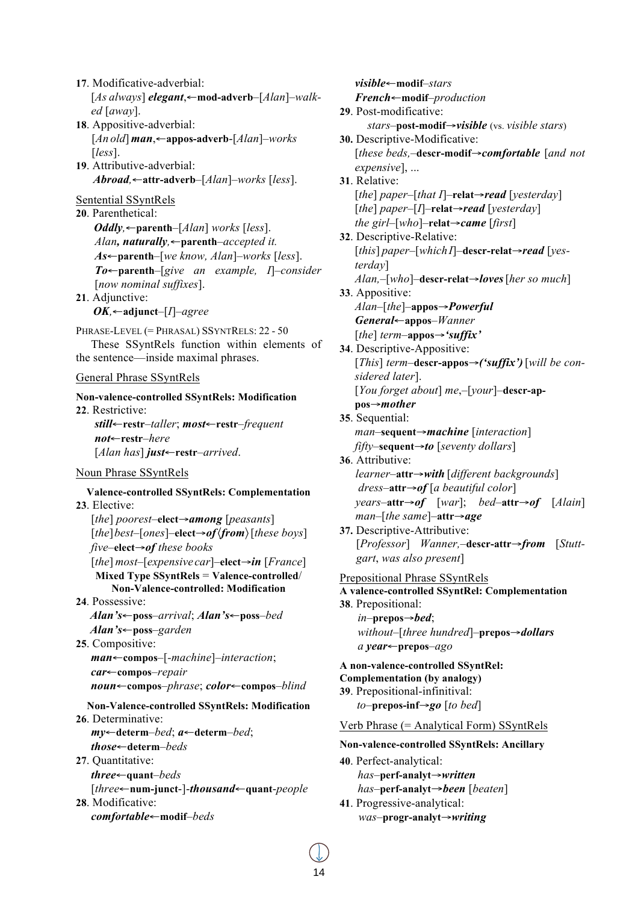**17**. Modificative-adverbial:
[*As always*] ***elegant***,←**mod-adverb**–[*Alan*]–*walked* [*away*].

**18**. Appositive-adverbial:
[*An old*] ***man***,←**appos-adverb**-[*Alan*]–*works* [*less*].

**19**. Attributive-adverbial:
***Abroad***,←**attr-adverb**–[*Alan*]–*works* [*less*].

Sentential SSyntRels

**20**. Parenthetical:
***Oddly***,←**parenth**–[*Alan*] *works* [*less*].
*Alan*, ***naturally***,←**parenth**–*accepted it.*
***As***←**parenth**–[*we know, Alan*]–*works* [*less*].
***To***←**parenth**–[*give an example, I*]–*consider* [*now nominal suffixes*].

**21**. Adjunctive:
***OK***,←**adjunct**–[*I*]–*agree*

PHRASE-LEVEL (= PHRASAL) SSYNTRELS: 22 - 50

These SSyntRels function within elements of the sentence—inside maximal phrases.

General Phrase SSyntRels

**Non-valence-controlled SSyntRels: Modification**

**22**. Restrictive:
***still***←**restr**–*taller*; ***most***←**restr**–*frequent*
***not***←**restr**–*here*
[*Alan has*] ***just***←**restr**–*arrived*.

Noun Phrase SSyntRels

**Valence-controlled SSyntRels: Complementation**

**23**. Elective:
[*the*] *poorest*–**elect**→***among*** [*peasants*]
[*the*] *best*–[*ones*]–**elect**→***of***⟨***from***⟩ [*these boys*]
*five*–**elect**→***of*** *these books*
[*the*] *most*–[*expensive car*]–**elect**→***in*** [*France*]

**Mixed Type SSyntRels = Valence-controlled/ Non-Valence-controlled: Modification**

**24**. Possessive:
***Alan's***←**poss**–*arrival*; ***Alan's***←**poss**–*bed*
***Alan's***←**poss**–*garden*

**25**. Compositive:
***man***←**compos**–[-*machine*]–*interaction*;
***car***←**compos**–*repair*
***noun***←**compos**–*phrase*; ***color***←**compos**–*blind*

**Non-Valence-controlled SSyntRels: Modification**

**26**. Determinative:
***my***←**determ**–*bed*; ***a***←**determ**–*bed*;
***those***←**determ**–*beds*

**27**. Quantitative:
***three***←**quant**–*beds*
[*three*←**num-junct**-]-***thousand***←**quant**-*people*

**28**. Modificative:
***comfortable***←**modif**–*beds*
***visible***←**modif**–*stars*
***French***←**modif**–*production*

**29**. Post-modificative:
*stars*–**post-modif**→***visible*** (vs. *visible stars*)

**30.** Descriptive-Modificative:
[*these beds*,–**descr-modif**→***comfortable*** [*and not expensive*], ...

**31**. Relative:
[*the*] *paper*–[*that I*]–**relat**→***read*** [*yesterday*]
[*the*] *paper*–[*I*]–**relat**→***read*** [*yesterday*]
*the girl*–[*who*]–**relat**→***came*** [*first*]

**32**. Descriptive-Relative:
[*this*] *paper*–[*which I*]–**descr-relat**→***read*** [*yesterday*]
*Alan*,–[*who*]–**descr-relat**→***loves*** [*her so much*]

**33**. Appositive:
*Alan*–[*the*]–**appos**→***Powerful***
***General***←**appos**–*Wanner*
[*the*] *term*–**appos**→***'suffix'***

**34**. Descriptive-Appositive:
[*This*] *term*–**descr-appos**→***('suffix')*** [*will be considered later*].
[*You forget about*] *me*,–[*your*]–**descr-appos**→***mother***

**35**. Sequential:
*man*–**sequent**→***machine*** [*interaction*]
*fifty*–**sequent**→***to*** [*seventy dollars*]

**36**. Attributive:
*learner*–**attr**→***with*** [*different backgrounds*]
*dress*–**attr**→***of*** [*a beautiful color*]
*years*–**attr**→***of*** [*war*]; *bed*–**attr**→***of*** [*Alain*]
*man*–[*the same*]–**attr**→***age***

**37.** Descriptive-Attributive:
[*Professor*] *Wanner*,–**descr-attr**→***from*** [*Stuttgart*, *was also present*]

Prepositional Phrase SSyntRels

**A valence-controlled SSyntRel: Complementation**

**38**. Prepositional:
*in*–**prepos**→***bed***;
*without*–[*three hundred*]–**prepos**→***dollars***
*a* ***year***←**prepos**–*ago*

**A non-valence-controlled SSyntRel: Complementation (by analogy)**

**39**. Prepositional-infinitival:
*to*–**prepos-inf**→***go*** [*to bed*]

Verb Phrase (= Analytical Form) SSyntRels

**Non-valence-controlled SSyntRels: Ancillary**

**40**. Perfect-analytical:
*has*–**perf-analyt**→***written***
*has*–**perf-analyt**→***been*** [*beaten*]

**41**. Progressive-analytical:
*was*–**progr-analyt**→***writing***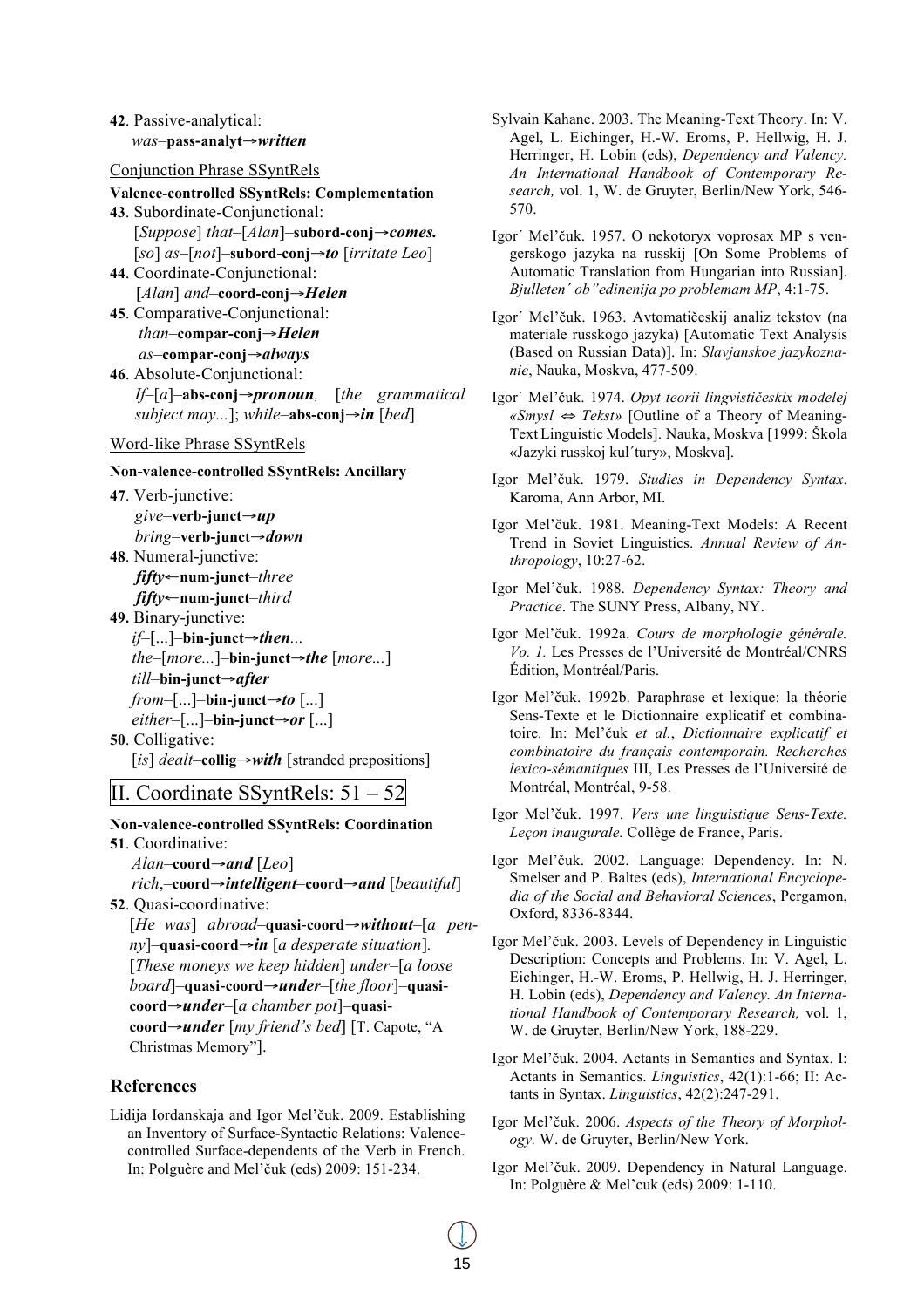**42**. Passive-analytical:
*was*–**pass-analyt→*written***

Conjunction Phrase SSyntRels

**Valence-controlled SSyntRels: Complementation**

**43**. Subordinate-Conjunctional:
[*Suppose*] *that*–[*Alan*]–**subord-conj→*comes.***
[*so*] *as*–[*not*]–**subord-conj→*to*** [*irritate Leo*]

**44**. Coordinate-Conjunctional:
[*Alan*] *and*–**coord-conj→*Helen***

**45**. Comparative-Conjunctional:
*than*–**compar-conj→*Helen***
*as*–**compar-conj→*always***

**46**. Absolute-Conjunctional:
*If*–[*a*]–**abs-conj→*pronoun,*** [*the grammatical subject may...*]; *while*–**abs-conj→*in*** [*bed*]

Word-like Phrase SSyntRels

**Non-valence-controlled SSyntRels: Ancillary**

**47**. Verb-junctive:
*give*–**verb-junct→*up***
*bring*–**verb-junct→*down***

**48**. Numeral-junctive:
***fifty*←num-junct**–*three*
***fifty*←num-junct**–*third*

**49.** Binary-junctive:
*if*–[...]–**bin-junct→*then***...
*the*–[*more...*]–**bin-junct→*the*** [*more...*]
*till*–**bin-junct→*after***
*from*–[...]–**bin-junct→*to*** [...]
*either*–[...]–**bin-junct→*or*** [...]

**50**. Colligative:
[*is*] *dealt*–**collig→*with*** [stranded prepositions]

## II. Coordinate SSyntRels: 51 – 52

**Non-valence-controlled SSyntRels: Coordination**

**51**. Coordinative:
*Alan*–**coord→*and*** [*Leo*]
*rich*,–**coord→*intelligent*–coord→*and*** [*beautiful*]

**52**. Quasi-coordinative:
[*He was*] *abroad*–**quasi-coord→*without***–[*a penny*]–**quasi-coord→*in*** [*a desperate situation*].
[*These moneys we keep hidden*] *under*–[*a loose board*]–**quasi-coord→*under***–[*the floor*]–**quasi-coord→*under***–[*a chamber pot*]–**quasi-coord→*under*** [*my friend's bed*] [T. Capote, "A Christmas Memory"].

## References

Lidija Iordanskaja and Igor Mel'čuk. 2009. Establishing an Inventory of Surface-Syntactic Relations: Valence-controlled Surface-dependents of the Verb in French. In: Polguère and Mel'čuk (eds) 2009: 151-234.

Sylvain Kahane. 2003. The Meaning-Text Theory. In: V. Agel, L. Eichinger, H.-W. Eroms, P. Hellwig, H. J. Herringer, H. Lobin (eds), *Dependency and Valency. An International Handbook of Contemporary Research,* vol. 1, W. de Gruyter, Berlin/New York, 546-570.

Igor´ Mel'čuk. 1957. O nekotoryx voprosax MP s vengerskogo jazyka na russkij [On Some Problems of Automatic Translation from Hungarian into Russian]. *Bjulleten´ ob"edinenija po problemam MP*, 4:1-75.

Igor´ Mel'čuk. 1963. Avtomatičeskij analiz tekstov (na materiale russkogo jazyka) [Automatic Text Analysis (Based on Russian Data)]. In: *Slavjanskoe jazykoznanie*, Nauka, Moskva, 477-509.

Igor´ Mel'čuk. 1974. *Opyt teorii lingvističeskix modelej «Smysl ⇔ Tekst»* [Outline of a Theory of Meaning-Text Linguistic Models]. Nauka, Moskva [1999: Škola «Jazyki russkoj kul´tury», Moskva].

Igor Mel'čuk. 1979. *Studies in Dependency Syntax*. Karoma, Ann Arbor, MI.

Igor Mel'čuk. 1981. Meaning-Text Models: A Recent Trend in Soviet Linguistics. *Annual Review of Anthropology*, 10:27-62.

Igor Mel'čuk. 1988. *Dependency Syntax: Theory and Practice*. The SUNY Press, Albany, NY.

Igor Mel'čuk. 1992a. *Cours de morphologie générale. Vo. 1.* Les Presses de l'Université de Montréal/CNRS Édition, Montréal/Paris.

Igor Mel'čuk. 1992b. Paraphrase et lexique: la théorie Sens-Texte et le Dictionnaire explicatif et combinatoire. In: Mel'čuk *et al.*, *Dictionnaire explicatif et combinatoire du français contemporain. Recherches lexico-sémantiques* III, Les Presses de l'Université de Montréal, Montréal, 9-58.

Igor Mel'čuk. 1997. *Vers une linguistique Sens-Texte. Leçon inaugurale.* Collège de France, Paris.

Igor Mel'čuk. 2002. Language: Dependency. In: N. Smelser and P. Baltes (eds), *International Encyclopedia of the Social and Behavioral Sciences*, Pergamon, Oxford, 8336-8344.

Igor Mel'čuk. 2003. Levels of Dependency in Linguistic Description: Concepts and Problems. In: V. Agel, L. Eichinger, H.-W. Eroms, P. Hellwig, H. J. Herringer, H. Lobin (eds), *Dependency and Valency. An International Handbook of Contemporary Research,* vol. 1, W. de Gruyter, Berlin/New York, 188-229.

Igor Mel'čuk. 2004. Actants in Semantics and Syntax. I: Actants in Semantics. *Linguistics*, 42(1):1-66; II: Actants in Syntax. *Linguistics*, 42(2):247-291.

Igor Mel'čuk. 2006. *Aspects of the Theory of Morphology.* W. de Gruyter, Berlin/New York.

Igor Mel'čuk. 2009. Dependency in Natural Language. In: Polguère & Mel'cuk (eds) 2009: 1-110.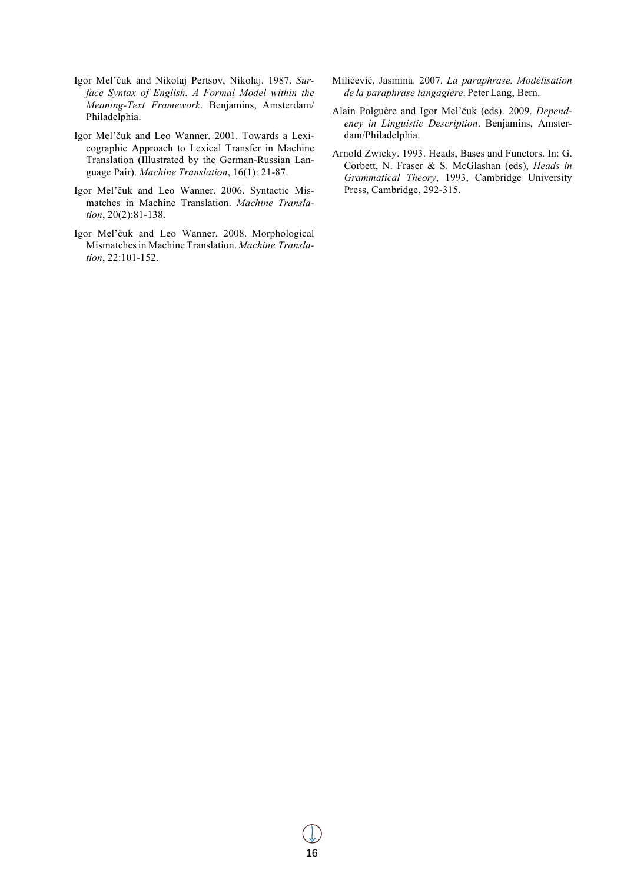Igor Mel'čuk and Nikolaj Pertsov, Nikolaj. 1987. *Surface Syntax of English. A Formal Model within the Meaning-Text Framework*. Benjamins, Amsterdam/ Philadelphia.

Igor Mel'čuk and Leo Wanner. 2001. Towards a Lexicographic Approach to Lexical Transfer in Machine Translation (Illustrated by the German-Russian Language Pair). *Machine Translation*, 16(1): 21-87.

Igor Mel'čuk and Leo Wanner. 2006. Syntactic Mismatches in Machine Translation. *Machine Translation*, 20(2):81-138.

Igor Mel'čuk and Leo Wanner. 2008. Morphological Mismatches in Machine Translation. *Machine Translation*, 22:101-152.

Milićević, Jasmina. 2007. *La paraphrase. Modélisation de la paraphrase langagière*. Peter Lang, Bern.

Alain Polguère and Igor Mel'čuk (eds). 2009. *Dependency in Linguistic Description*. Benjamins, Amsterdam/Philadelphia.

Arnold Zwicky. 1993. Heads, Bases and Functors. In: G. Corbett, N. Fraser & S. McGlashan (eds), *Heads in Grammatical Theory*, 1993, Cambridge University Press, Cambridge, 292-315.